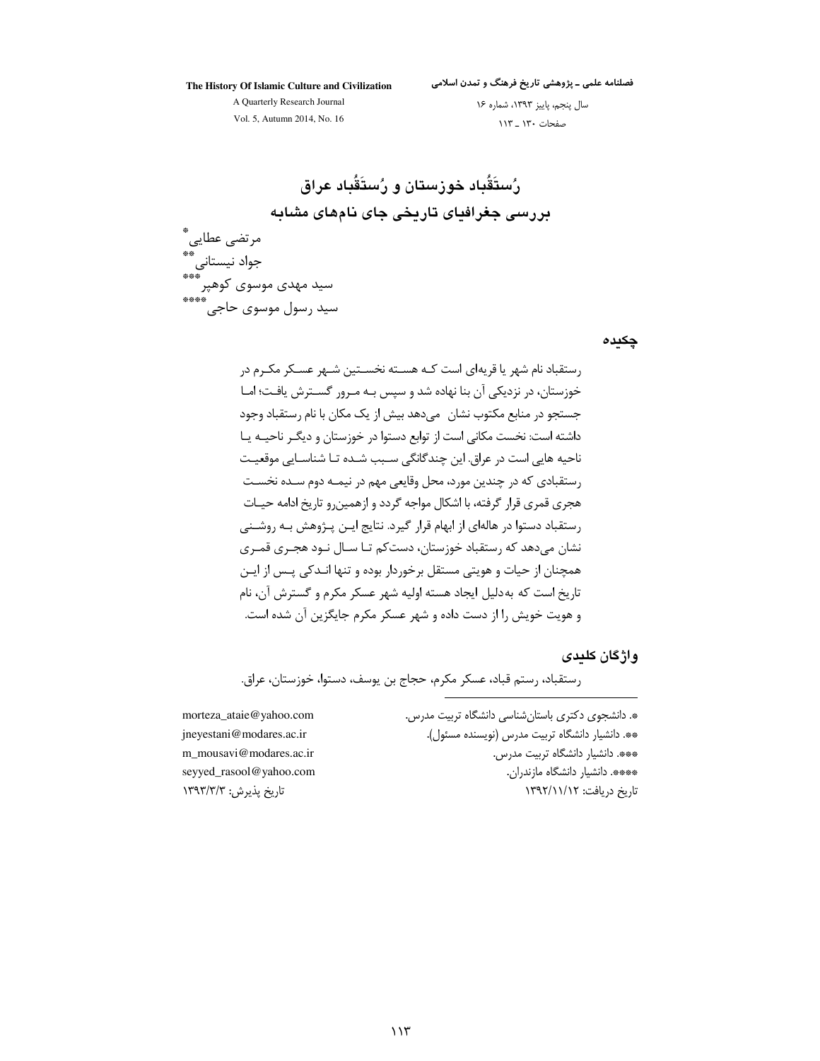# رُستَقُباد خوزستان و رُستَقُباد عراق

## بررسی جغرافیای تاریخی جای نام‌های مشابه

مرتضی عطایی[*]

جواد نیستانی[**]

سید مهدی موسوی کوهپر[***]

سید رسول موسوی حاجی[****]

### چکیده

رستقباد نام شهر یا قریه‌ای است کـه هسـته نخسـتین شـهر عسـکر مکـرم در خوزستان، در نزدیکی آن بنا نهاده شد و سپس بـه مـرور گسـترش یافـت؛ امـا جستجو در منابع مکتوب نشان می‌دهد بیش از یک مکان با نام رستقباد وجود داشته است: نخست مکانی است از توابع دستوا در خوزستان و دیگـر ناحیـه یـا ناحیه هایی است در عراق. این چندگانگی سـبب شـده تـا شناسـایی موقعیـت رستقبادی که در چندین مورد، محل وقایعی مهم در نیمـه دوم سـده نخسـت هجری قمری قرار گرفته، با اشکال مواجه گردد و ازهمین‌رو تاریخ ادامه حیـات رستقباد دستوا در هاله‌ای از ابهام قرار گیرد. نتایج ایـن پـژوهش بـه روشـنی نشان می‌دهد که رستقباد خوزستان، دست‌کم تـا سـال نـود هجـری قمـری همچنان از حیات و هویتی مستقل برخوردار بوده و تنها انـدکی پـس از ایـن تاریخ است که به‌دلیل ایجاد هسته اولیه شهر عسکر مکرم و گسترش آن، نام و هویت خویش را از دست داده و شهر عسکر مکرم جایگزین آن شده است.

### واژگان کلیدی

رستقباد، رستم قباد، عسکر مکرم، حجاج بن یوسف، دستوا، خوزستان، عراق.

---

*. دانشجوی دکتری باستان‌شناسی دانشگاه تربیت مدرس. morteza_ataie@yahoo.com

**. دانشیار دانشگاه تربیت مدرس (نویسنده مسئول). jneyestani@modares.ac.ir

***. دانشیار دانشگاه تربیت مدرس. m_mousavi@modares.ac.ir

****. دانشیار دانشگاه مازندران. seyyed_rasool@yahoo.com

تاریخ دریافت: ۱۳۹۲/۱۱/۱۲ — تاریخ پذیرش: ۱۳۹۳/۳/۳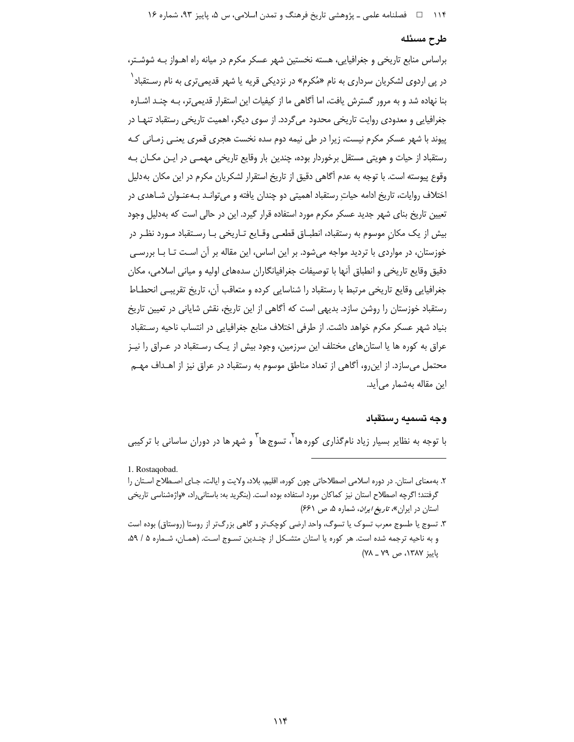## طرح مسئله

براساس منابع تاریخی و جغرافیایی، هسته نخستین شهر عسکر مکرم در میانه راه اهواز به شوشتر، در پی اردوی لشکریان سرداری به نام «مُکرم» در نزدیکی قریه یا شهر قدیمی‌تری به نام رستقباد[1] بنا نهاده شد و به مرور گسترش یافت، اما آگاهی ما از کیفیات این استقرار قدیمی‌تر، به چند اشاره جغرافیایی و معدودی روایت تاریخی محدود می‌گردد. از سوی دیگر، اهمیت تاریخی رستقباد تنها در پیوند با شهر عسکر مکرم نیست، زیرا در طی نیمه دوم سده نخست هجری قمری یعنی زمانی که رستقباد از حیات و هویتی مستقل برخوردار بوده، چندین بار وقایع تاریخی مهمی در این مکان به وقوع پیوسته است. با توجه به عدم آگاهی دقیق از تاریخ استقرار لشکریان مکرم در این مکان به‌دلیل اختلاف روایات، تاریخ ادامه حیاتِ رستقباد اهمیتی دو چندان یافته و می‌تواند به‌عنوان شاهدی در تعیین تاریخ بنای شهر جدید عسکر مکرم مورد استفاده قرار گیرد. این در حالی است که به‌دلیل وجود بیش از یک مکانِ موسوم به رستقباد، انطباق قطعی وقایع تاریخی با رستقباد مورد نظر در خوزستان، در مواردی با تردید مواجه می‌شود. بر این اساس، این مقاله بر آن است تا با بررسی دقیق وقایع تاریخی و انطباق آنها با توصیفات جغرافیانگاران سده‌های اولیه و میانی اسلامی، مکان جغرافیایی وقایع تاریخی مرتبط با رستقباد را شناسایی کرده و متعاقب آن، تاریخ تقریبی انحطاط رستقباد خوزستان را روشن سازد. بدیهی است که آگاهی از این تاریخ، نقش شایانی در تعیین تاریخ بنیاد شهر عسکر مکرم خواهد داشت. از طرفی اختلاف منابع جغرافیایی در انتساب ناحیه رستقباد عراق به کوره ها یا استان‌های مختلف این سرزمین، وجود بیش از یک رستقباد در عراق را نیز محتمل می‌سازد. از این‌رو، آگاهی از تعداد مناطق موسوم به رستقباد در عراق نیز از اهداف مهم این مقاله به‌شمار می‌آید.

## وجه تسمیه رستقباد

با توجه به نظایر بسیار زیاد نام‌گذاری کوره ها[2]، تسوج ها[3] و شهرها در دوران ساسانی با ترکیبی

---

1. Rostaqobad.

۲. به‌معنای استان. در دوره اسلامی اصطلاحاتی چون کوره، اقلیم، بلاد، ولایت و ایالت، جای اصطلاح استان را گرفتند؛ اگرچه اصطلاح استان نیز کماکان مورد استفاده بوده است. (بنگرید به: باستانی‌راد، «واژه‌شناسی تاریخی استان در ایران»، *تاریخ ایران*، شماره ۵، ص ۶۶۱)

۳. تسوج یا طسوج معرب تسوک یا تسوگ، واحد ارضی کوچک‌تر و گاهی بزرگ‌تر از روستا (روستاق) بوده است و به ناحیه ترجمه شده است. هر کوره یا استان متشکل از چندین تسوج است. (همان، شماره ۵ / ۵۹، پاییز ۱۳۸۷، ص ۷۹ ـ ۷۸)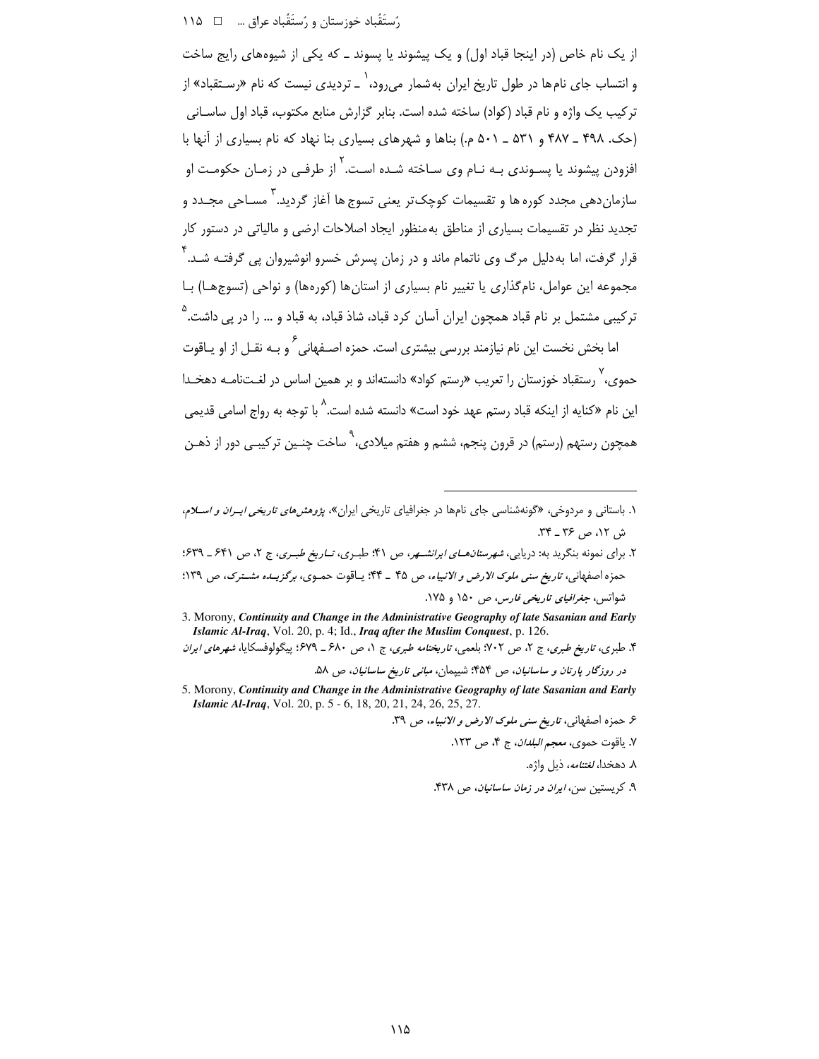از یک نام خاص (در اینجا قباد اول) و یک پیشوند یا پسوند ـ که یکی از شیوه‌های رایج ساخت و انتساب جای نام‌ها در طول تاریخ ایران به‌شمار می‌رود،[1] ـ تردیدی نیست که نام «رستقباد» از ترکیب یک واژه و نام قباد (کواد) ساخته شده است. بنابر گزارش منابع مکتوب، قباد اول ساسانی (حک. ۴۹۸ ـ ۴۸۷ و ۵۳۱ ـ ۵۰۱ م.) بناها و شهرهای بسیاری بنا نهاد که نام بسیاری از آنها با افزودن پیشوند یا پسوندی به نام وی ساخته شده است.[2] از طرفی در زمان حکومت او سازمان‌دهی مجدد کوره‌ها و تقسیمات کوچک‌تر یعنی تسوج‌ها آغاز گردید.[3] مساحی مجدد و تجدید نظر در تقسیمات بسیاری از مناطق به‌منظور ایجاد اصلاحات ارضی و مالیاتی در دستور کار قرار گرفت، اما به‌دلیل مرگ وی ناتمام ماند و در زمان پسرش خسرو انوشیروان پی گرفته شد.[4] مجموعه این عوامل، نام‌گذاری یا تغییر نام بسیاری از استان‌ها (کوره‌ها) و نواحی (تسوج‌ها) با ترکیبی مشتمل بر نام قباد همچون ایران آسان کرد قباد، شاذ قباد، به قباد و ... را در پی داشت.[5]

اما بخش نخست این نام نیازمند بررسی بیشتری است. حمزه اصفهانی[6] و به نقل از او یاقوت حموی،[7] رستقباد خوزستان را تعریب «رستم کواد» دانسته‌اند و بر همین اساس در لغت‌نامه دهخدا این نام «کنایه از اینکه قباد رستم عهد خود است» دانسته شده است.[8] با توجه به رواج اسامی قدیمی همچون رستهم (رستم) در قرون پنجم، ششم و هفتم میلادی،[9] ساخت چنین ترکیبی دور از ذهن

---

۱. باستانی و مردوخی، «گونه‌شناسی جای نامها در جغرافیای تاریخی ایران»، *پژوهش‌های تاریخی ایران و اسلام*، ش ۱۲، ص ۳۶ ـ ۳۴.

۲. برای نمونه بنگرید به: دریایی، *شهرستان‌های ایرانشهر*، ص ۴۱؛ طبری، *تاریخ طبری*، ج ۲، ص ۶۴۱ ـ ۶۳۹؛ حمزه اصفهانی، *تاریخ سنی ملوک الارض و الانبیاء*، ص ۴۵ ـ ۴۴؛ یاقوت حموی، *برگزیده مشترک*، ص ۱۳۹؛ شواتس، *جغرافیای تاریخی فارس*، ص ۱۵۰ و ۱۷۵.

3. Morony, ***Continuity and Change in the Administrative Geography of late Sasanian and Early Islamic Al-Iraq***, Vol. 20, p. 4; Id., ***Iraq after the Muslim Conquest***, p. 126.

۴. طبری، *تاریخ طبری*، ج ۲، ص ۷۰۲؛ بلعمی، *تاریخنامه طبری*، ج ۱، ص ۶۸۰ ـ ۶۷۹؛ پیگولوفسکایا، *شهرهای ایران در روزگار پارتان و ساسانیان*، ص ۴۵۴؛ شیپمان، *مبانی تاریخ ساسانیان*، ص ۵۸.

5. Morony, ***Continuity and Change in the Administrative Geography of late Sasanian and Early Islamic Al-Iraq***, Vol. 20, p. 5 - 6, 18, 20, 21, 24, 26, 25, 27.

۶. حمزه اصفهانی، *تاریخ سنی ملوک الارض و الانبیاء*، ص ۳۹.

۷. یاقوت حموی، *معجم البلدان*، ج ۴، ص ۱۲۳.

۸. دهخدا، *لغتنامه*، ذیل واژه.

۹. کریستین سن، *ایران در زمان ساسانیان*، ص ۴۳۸.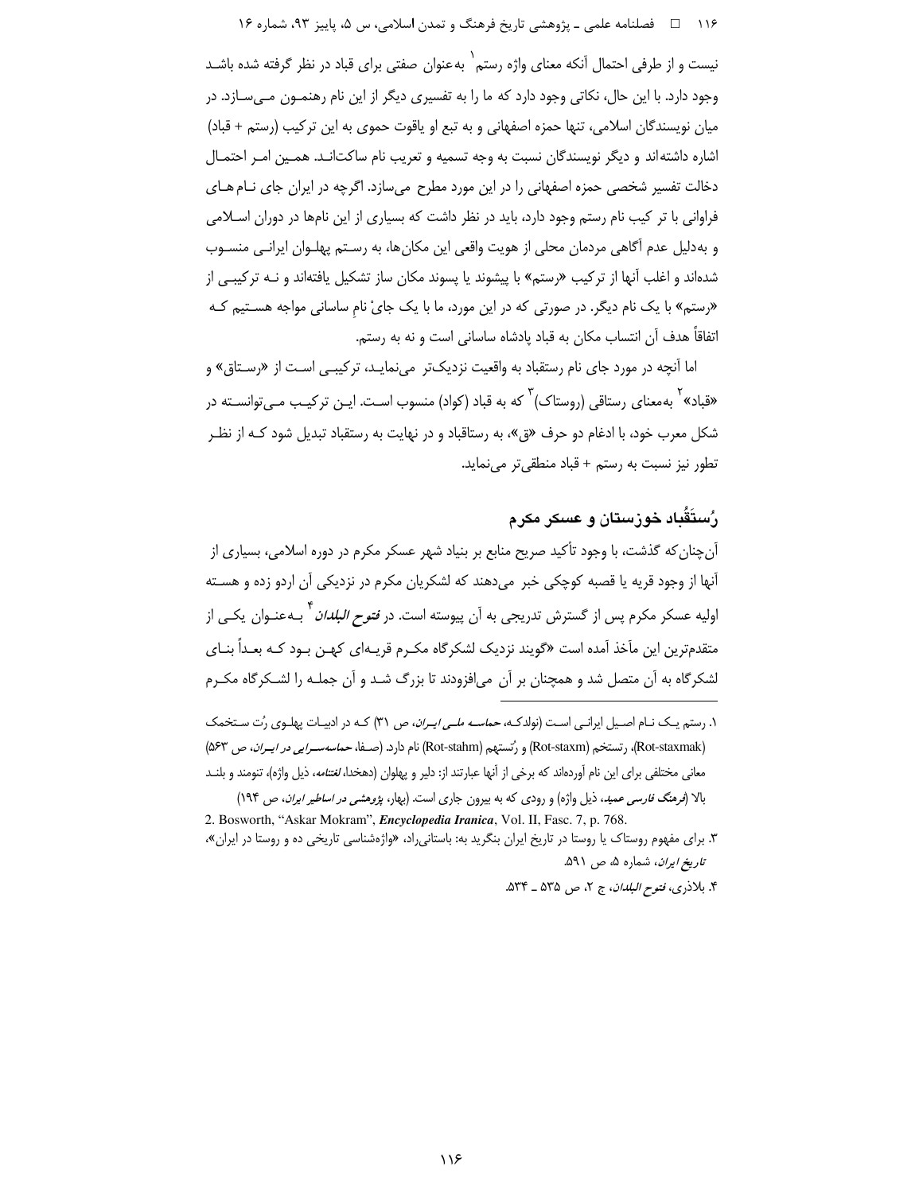نیست و از طرفی احتمال آنکه معنای واژه رستم[1] به‌عنوان صفتی برای قباد در نظر گرفته شده باشد وجود دارد. با این حال، نکاتی وجود دارد که ما را به تفسیری دیگر از این نام رهنمون می‌سازد. در میان نویسندگان اسلامی، تنها حمزه اصفهانی و به تبع او یاقوت حموی به این ترکیب (رستم + قباد) اشاره داشته‌اند و دیگر نویسندگان نسبت به وجه تسمیه و تعریب نام ساکت‌اند. همین امر احتمال دخالت تفسیر شخصی حمزه اصفهانی را در این مورد مطرح می‌سازد. اگرچه در ایران جای نام‌های فراوانی با ترکیب نام رستم وجود دارد، باید در نظر داشت که بسیاری از این نام‌ها در دوران اسلامی و به‌دلیل عدم آگاهی مردمان محلی از هویت واقعی این مکان‌ها، به رستم پهلوان ایرانی منسوب شده‌اند و اغلب آنها از ترکیب «رستم» با پیشوند یا پسوند مکان ساز تشکیل یافته‌اند و نه ترکیبی از «رستم» با یک نام دیگر. در صورتی که در این مورد، ما با یک جایْ نامِ ساسانی مواجه هستیم که اتفاقاً هدف آن انتساب مکان به قباد پادشاه ساسانی است و نه به رستم.

اما آنچه در مورد جای نام رستقباد به واقعیت نزدیک‌تر می‌نماید، ترکیبی است از «رستاق» و «قباد»[2] به‌معنای رستاقی (روستاک)[3] که به قباد (کواد) منسوب است. این ترکیب می‌توانسته در شکل معرب خود، با ادغام دو حرف «ق»، به رستاقباد و در نهایت به رستقباد تبدیل شود که از نظر تطور نیز نسبت به رستم + قباد منطقی‌تر می‌نماید.

## رُستَقُباد خوزستان و عسکر مکرم

آن‌چنان‌که گذشت، با وجود تأکید صریح منابع بر بنیاد شهر عسکر مکرم در دوره اسلامی، بسیاری از آنها از وجود قریه یا قصبه کوچکی خبر می‌دهند که لشکریان مکرم در نزدیکی آن اردو زده و هسته اولیه عسکر مکرم پس از گسترش تدریجی به آن پیوسته است. در *فتوح البلدان*[4] به‌عنوان یکی از متقدم‌ترین این مآخذ آمده است «گویند نزدیک لشکرگاه مکرم قریه‌ای کهن بود که بعداً بنای لشکرگاه به آن متصل شد و همچنان بر آن می‌افزودند تا بزرگ شد و آن جمله را لشکرگاه مکرم

---

۱. رستم یک نام اصیل ایرانی است (نولدکه، *حماسه ملی ایران*، ص ۳۱) که در ادبیات پهلوی رُت ستخمک (Rot-staxmak)، رتستخم (Rot-staxm) و رُتستهم (Rot-stahm) نام دارد. (صفا، *حماسه‌سرایی در ایران*، ص ۵۶۳) معانی مختلفی برای این نام آورده‌اند که برخی از آنها عبارتند از: دلیر و پهلوان (دهخدا، *لغتنامه*، ذیل واژه)، تنومند و بلند بالا (*فرهنگ فارسی عمید*، ذیل واژه) و رودی که به بیرون جاری است. (بهار، *پژوهشی در اساطیر ایران*، ص ۱۹۴)

2. Bosworth, "Askar Mokram", *Encyclopedia Iranica*, Vol. II, Fasc. 7, p. 768.

۳. برای مفهوم روستاک یا روستا در تاریخ ایران بنگرید به: باستانی‌راد، «واژه‌شناسی تاریخی ده و روستا در ایران»، *تاریخ ایران*، شماره ۵، ص ۵۹۱.

۴. بلاذری، *فتوح البلدان*، ج ۲، ص ۵۳۵ ـ ۵۳۴.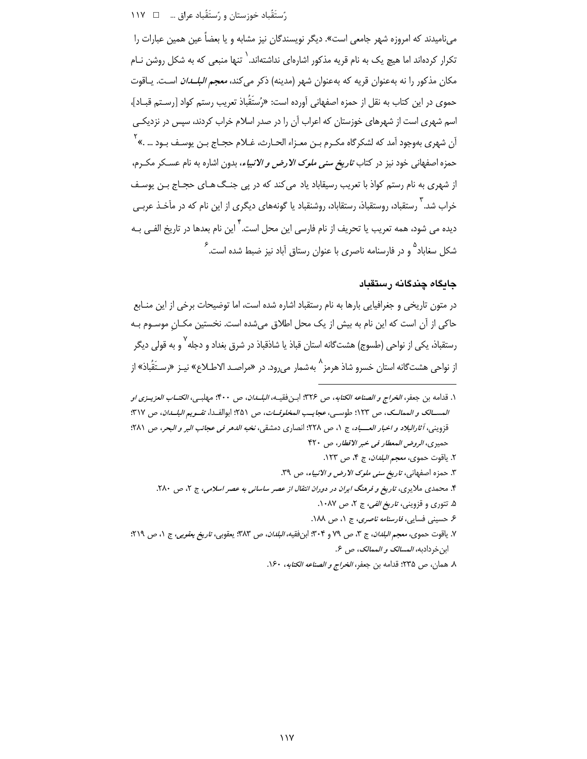می‌نامیدند که امروزه شهر جامعی است». دیگر نویسندگان نیز مشابه و یا بعضاً عین همین عبارات را تکرار کرده‌اند اما هیچ یک به نام قریه مذکور اشاره‌ای نداشته‌اند.[۱] تنها منبعی که به شکل روشن نـام مکان مذکور را نه به‌عنوان قریه که به‌عنوان شهر (مدینه) ذکر می‌کند، ***معجم البلـدان*** اسـت. یـاقوت حموی در این کتاب به نقل از حمزه اصفهانی آورده است: «رُستَقُباذ تعریب رستم کواد [رسـتم قبـاد]، اسم شهری است از شهرهای خوزستان که اعراب آن را در صدر اسلام خراب کردند، سپس در نزدیکـی آن شهری به‌وجود آمد که لشکرگاه مکـرم بـن معـزاء الحـارث، غـلام حجـاج بـن یوسـف بـود ... .»[۲] حمزه اصفهانی خود نیز در کتاب ***تاریخ سنی ملوک الارض و الانبیاء***، بدون اشاره به نام عسـکر مکـرم، از شهری به نام رستم کواذ با تعریب رسیقاباد یاد می‌کند که در پی جنـگ‌هـای حجـاج بـن یوسـف خراب شد.[۳] رستقباد، روستقباذ، رستقاباد، روشنقباد یا گونه‌های دیگری از این نام که در مآخـذ عربـی دیده می شود، همه تعریب یا تحریف از نام فارسی این محل است.[۴] این نام بعدها در تاریخ الفـی بـه شکل سغاباد[۵] و در فارسنامه ناصری با عنوان رستاق آباد نیز ضبط شده است.[۶]

## جایگاه چندگانه رستقباد

در متون تاریخی و جغرافیایی بارها به نام رستقباد اشاره شده است، اما توضیحات برخی از این منـابع حاکی از آن است که این نام به بیش از یک محل اطلاق می‌شده است. نخستین مکـانِ موسـوم بـه رستقباذ، یکی از نواحی (طسوج) هشت‌گانه استان قباذ یا شاذقباذ در شرق بغداد و دجله[۷] و به قولی دیگر از نواحی هشت‌گانه استان خسرو شاذ هرمز[۸] به‌شمار می‌رود. در «مراصـد الاطـلاع» نیـز «رسـتَقُباذ» از

---

۱. قدامه بن جعفر، *الخراج و الصناعه الکتابه*، ص ۳۲۶؛ ابـن‌فقیـه، *البلـدان*، ص ۴۰۰؛ مهلبـی، *الکتـاب العزیـزی او المسـالک و الممالـک*، ص ۱۲۳؛ طوسـی، *عجایـب المخلوقـات*، ص ۲۵۱؛ ابوالفـدا، *تقـویم البلـدان*، ص ۳۱۷؛ قزوینی، *آثارالبلاد و اخبار العبـاد*، ج ۱، ص ۲۲۸؛ انصاری دمشقی، *نخبه الدهر فی عجائب البر و البحر*، ص ۲۸۱؛ حمیری، *الروض المعطار فی خبر الاقطار*، ص ۴۲۰

۲. یاقوت حموی، *معجم البلدان*، ج ۴، ص ۱۲۳.

۳. حمزه اصفهانی، *تاریخ سنی ملوک الارض و الانبیاء*، ص ۳۹.

۴. محمدی ملایری، *تاریخ و فرهنگ ایران در دوران انتقال از عصر ساسانی به عصر اسلامی*، ج ۲، ص ۲۸۰.

۵. تتوری و قزوینی، *تاریخ الفی*، ج ۲، ص ۱۰۸۷.

۶. حسینی فسایی، *فارسنامه ناصری*، ج ۱، ص ۱۸۸.

۷. یاقوت حموی، *معجم البلدان*، ج ۳، ص ۷۹ و ۳۰۴؛ ابن‌فقیه، *البلدان*، ص ۳۸۳؛ یعقوبی، *تاریخ یعقوبی*، ج ۱، ص ۲۱۹؛ ابن‌خردادبه، *المسالک و الممالک*، ص ۶.

۸. همان، ص ۲۳۵؛ قدامه بن جعفر، *الخراج و الصناعه الکتابه*، ۱۶۰.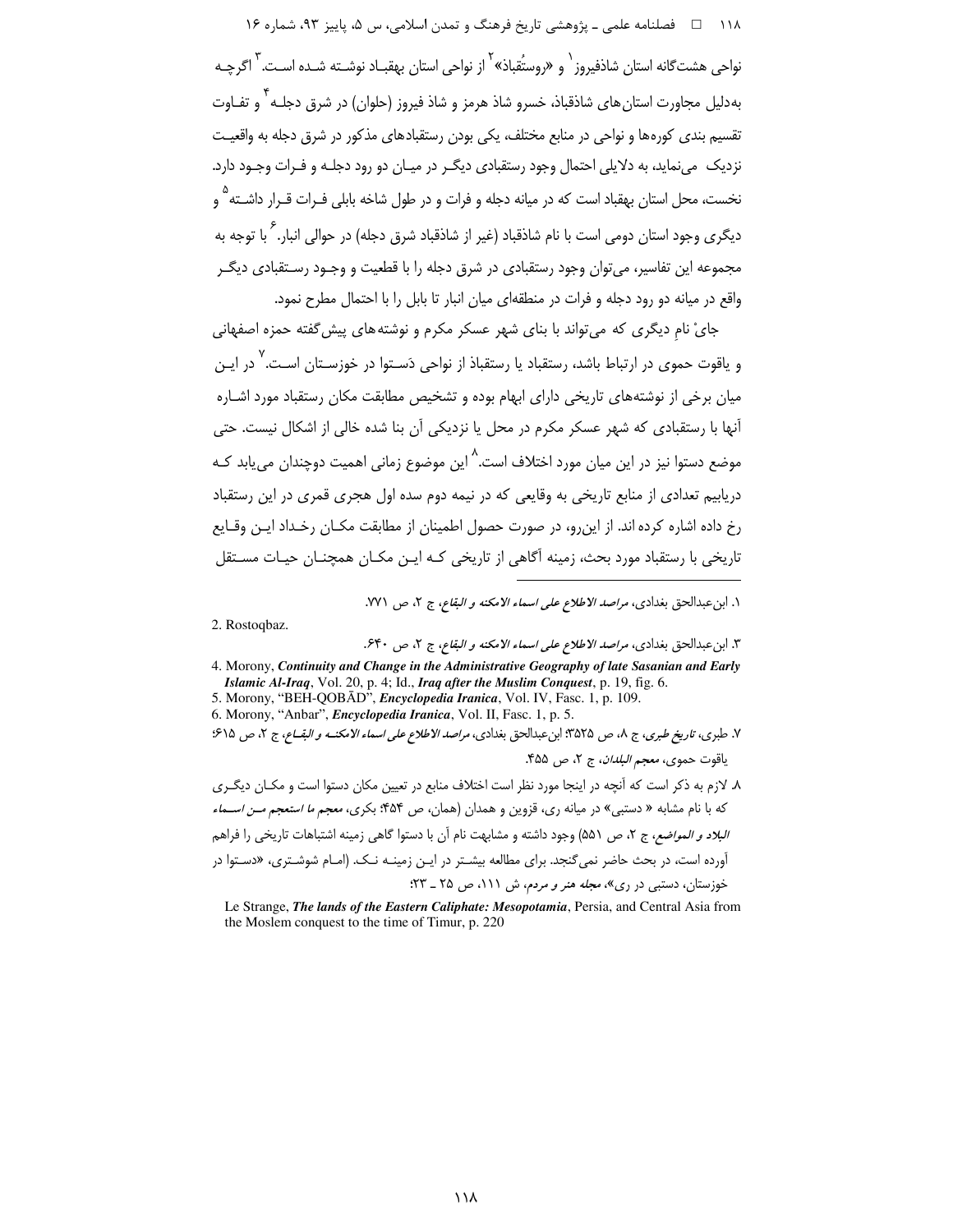نواحی هشت‌گانه استان شاذفیروز[1] و «روستُقباذ»[2] از نواحی استان بهقباد نوشته شده است.[3] اگرچه به‌دلیل مجاورت استان‌های شاذقباذ، خسرو شاذ هرمز و شاذ فیروز (حلوان) در شرق دجله[4] و تفاوت تقسیم بندی کوره‌ها و نواحی در منابع مختلف، یکی بودن رستقبادهای مذکور در شرق دجله به واقعیت نزدیک می‌نماید، به دلایلی احتمال وجود رستقبادی دیگر در میان دو رود دجله و فرات وجود دارد. نخست، محل استان بهقباد است که در میانه دجله و فرات و در طول شاخه بابلی فرات قرار داشته[5] و دیگری وجود استان دومی است با نام شاذقباد (غیر از شاذقباد شرق دجله) در حوالی انبار.[6] با توجه به مجموعه این تفاسیر، می‌توان وجود رستقبادی در شرق دجله را با قطعیت و وجود رستقبادی دیگر واقع در میانه دو رود دجله و فرات در منطقه‌ای میان انبار تا بابل را با احتمال مطرح نمود.

جایْ نامِ دیگری که می‌تواند با بنای شهر عسکر مکرم و نوشته‌های پیش‌گفته حمزه اصفهانی و یاقوت حموی در ارتباط باشد، رستقباد یا رستقباذ از نواحی دَستوا در خوزستان است.[7] در این میان برخی از نوشته‌های تاریخی دارای ابهام بوده و تشخیص مطابقت مکان رستقباد مورد اشاره آنها با رستقبادی که شهر عسکر مکرم در محل یا نزدیکی آن بنا شده خالی از اشکال نیست. حتی موضع دستوا نیز در این میان مورد اختلاف است.[8] این موضوع زمانی اهمیت دوچندان می‌یابد که دریابیم تعدادی از منابع تاریخی به وقایعی که در نیمه دوم سده اول هجری قمری در این رستقباد رخ داده اشاره کرده اند. از این‌رو، در صورت حصول اطمینان از مطابقت مکان رخداد این وقایع تاریخی با رستقباد مورد بحث، زمینه آگاهی از تاریخی که این مکان همچنان حیات مستقل

---

۱. ابن‌عبدالحق بغدادی، *مراصد الاطلاع علی اسماء الامکنه و البقاع*، ج ۲، ص ۷۷۱.

2. Rostoqbaz.

۳. ابن‌عبدالحق بغدادی، *مراصد الاطلاع علی اسماء الامکنه و البقاع*، ج ۲، ص ۶۴۰.

4. Morony, ***Continuity and Change in the Administrative Geography of late Sasanian and Early Islamic Al-Iraq***, Vol. 20, p. 4; Id., ***Iraq after the Muslim Conquest***, p. 19, fig. 6.

5. Morony, "BEH-QOBĀD", ***Encyclopedia Iranica***, Vol. IV, Fasc. 1, p. 109.

6. Morony, "Anbar", ***Encyclopedia Iranica***, Vol. II, Fasc. 1, p. 5.

۷. طبری، *تاریخ طبری*، ج ۸، ص ۳۵۲۵؛ ابن‌عبدالحق بغدادی، *مراصد الاطلاع علی اسماء الامکنه و البقاع*، ج ۲، ص ۶۱۵؛ یاقوت حموی، *معجم البلدان*، ج ۲، ص ۴۵۵.

۸. لازم به ذکر است که آنچه در اینجا مورد نظر است اختلاف منابع در تعیین مکان دستوا است و مکان دیگری که با نام مشابه « دستبی» در میانه ری، قزوین و همدان (همان، ص ۴۵۴؛ بکری، *معجم ما استعجم من اسماء البلاد و المواضع*، ج ۲، ص ۵۵۱) وجود داشته و مشابهت نام آن با دستوا گاهی زمینه اشتباهات تاریخی را فراهم آورده است، در بحث حاضر نمی‌گنجد. برای مطالعه بیشتر در این زمینه نک. (امام شوشتری، «دستوا در خوزستان، دستبی در ری»، *مجله هنر و مردم*، ش ۱۱۱، ص ۲۵ ـ ۲۳؛

Le Strange, ***The lands of the Eastern Caliphate: Mesopotamia***, Persia, and Central Asia from the Moslem conquest to the time of Timur, p. 220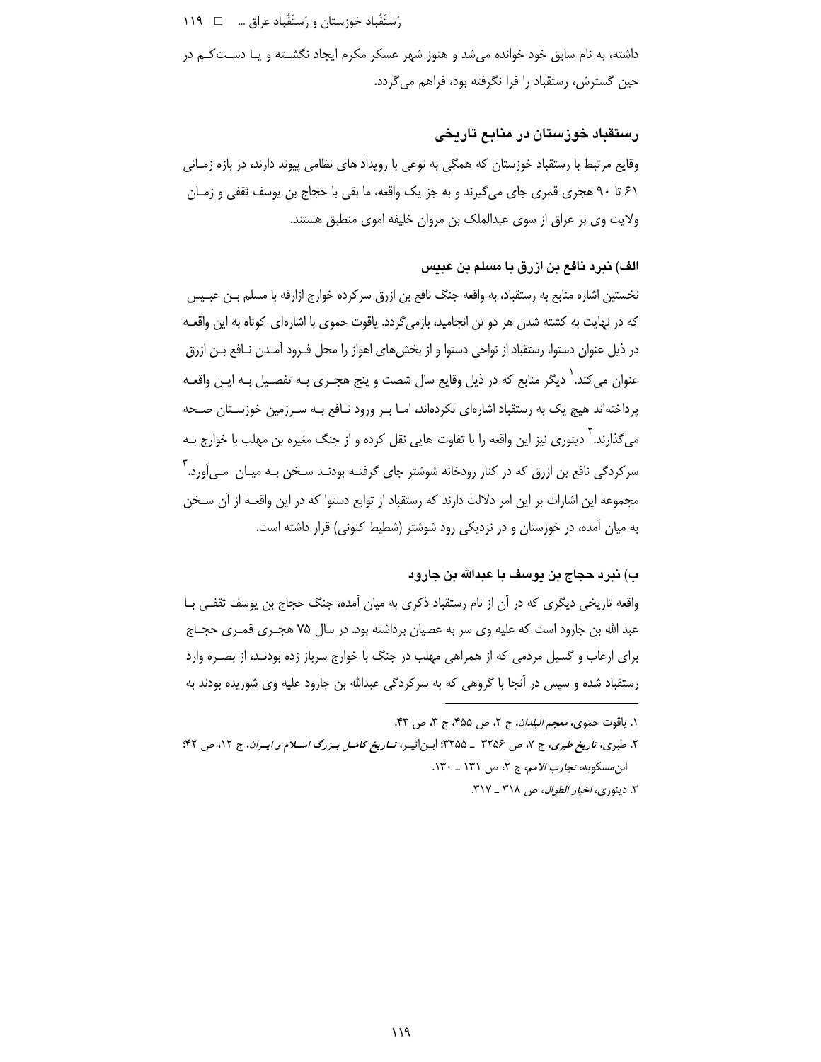داشته، به نام سابق خود خوانده می‌شد و هنوز شهر عسکر مکرم ایجاد نگشــته و یــا دســت‌کــم در حین گسترش، رستقباد را فرا نگرفته بود، فراهم می‌گردد.

## رستقباد خوزستان در منابع تاریخی

وقایع مرتبط با رستقباد خوزستان که همگی به نوعی با رویداد های نظامی پیوند دارند، در بازه زمـانی ۶۱ تا ۹۰ هجری قمری جای می‌گیرند و به جز یک واقعه، ما بقی با حجاج بن یوسف ثقفی و زمـان ولایت وی بر عراق از سوی عبدالملک بن مروان خلیفه اموی منطبق هستند.

### الف) نبرد نافع بن ازرق با مسلم بن عبیس

نخستین اشاره منابع به رستقباد، به واقعه جنگ نافع بن ازرق سرکرده خوارج ازارقه با مسلم بـن عبـیس که در نهایت به کشته شدن هر دو تن انجامید، بازمی‌گردد. یاقوت حموی با اشاره‌ای کوتاه به این واقعـه در ذیل عنوان دستوا، رستقباد را از نواحی دستوا و از بخش‌های اهواز را محل فـرود آمـدن نـافع بـن ازرق عنوان می‌کند.[1] دیگر منابع که در ذیل وقایع سال شصت و پنج هجـری بـه تفصـیل بـه ایـن واقعـه پرداخته‌اند هیچ یک به رستقباد اشاره‌ای نکرده‌اند، امـا بـر ورود نـافع بـه سـرزمین خوزسـتان صـحه می‌گذارند.[2] دینوری نیز این واقعه را با تفاوت هایی نقل کرده و از جنگ مغیره بن مهلب با خوارج بـه سرکردگی نافع بن ازرق که در کنار رودخانه شوشتر جای گرفتـه بودنـد سـخن بـه میـان مـی‌آورد.[3] مجموعه این اشارات بر این امر دلالت دارند که رستقباد از توابع دستوا که در این واقعـه از آن سـخن به میان آمده، در خوزستان و در نزدیکی رود شوشتر (شطیط کنونی) قرار داشته است.

### ب) نبرد حجاج بن یوسف با عبدالله بن جارود

واقعه تاریخی دیگری که در آن از نام رستقباد ذکری به میان آمده، جنگ حجاج بن یوسف ثقفـی بـا عبد الله بن جارود است که علیه وی سر به عصیان برداشته بود. در سال ۷۵ هجـری قمـری حجـاج برای ارعاب و گسیل مردمی که از همراهی مهلب در جنگ با خوارج سرباز زده بودنـد، از بصـره وارد رستقباد شده و سپس در آنجا با گروهی که به سرکردگی عبدالله بن جارود علیه وی شوریده بودند به

---

۱. یاقوت حموی، *معجم البلدان*، ج ۲، ص ۴۵۵، ج ۳، ص ۴۳.

۲. طبری، *تاریخ طبری*، ج ۷، ص ۳۲۵۶ ـ ۳۲۵۵؛ ابـن‌اثیـر، *تـاریخ کامـل بـزرگ اسـلام و ایـران*، ج ۱۲، ص ۴۲؛ ابن‌مسکویه، *تجارب الامم*، ج ۲، ص ۱۳۱ ـ ۱۳۰.

۳. دینوری، *اخبار الطوال*، ص ۳۱۸ ـ ۳۱۷.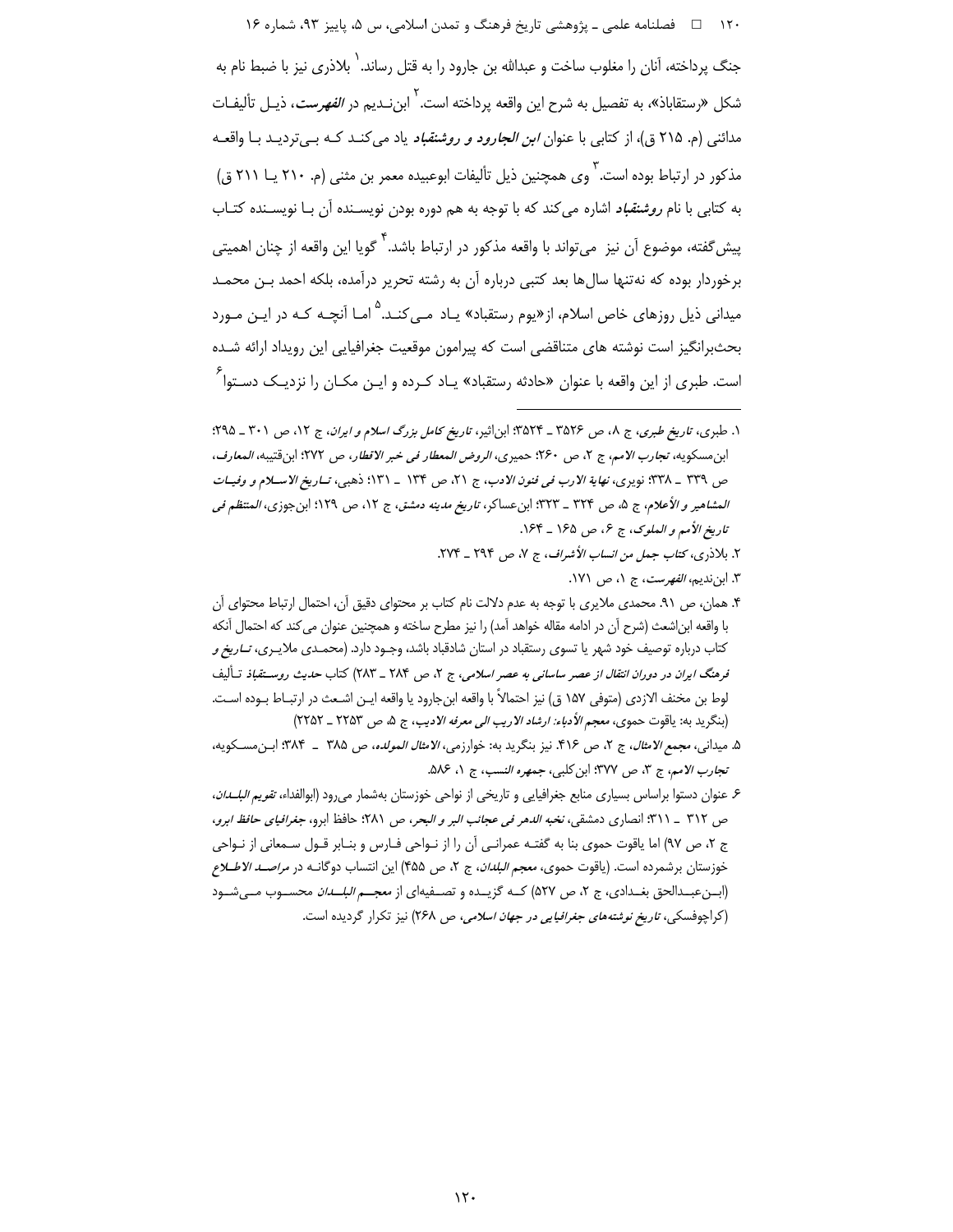جنگ پرداخته، آنان را مغلوب ساخت و عبدالله بن جارود را به قتل رساند.[1] بلاذری نیز با ضبط نام به شکل «رستقاباذ»، به تفصیل به شرح این واقعه پرداخته است.[2] ابن‌ندیم در *الفهرست*، ذیل تألیفات مدائنی (م. ۲۱۵ ق)، از کتابی با عنوان *ابن الجارود و روشنقباد* یاد می‌کند که بی‌تردید با واقعه مذکور در ارتباط بوده است.[3] وی همچنین ذیل تألیفات ابوعبیده معمر بن مثنی (م. ۲۱۰ یا ۲۱۱ ق) به کتابی با نام *روشنقباد* اشاره می‌کند که با توجه به هم دوره بودن نویسنده آن با نویسنده کتاب پیش‌گفته، موضوع آن نیز می‌تواند با واقعه مذکور در ارتباط باشد.[4] گویا این واقعه از چنان اهمیتی برخوردار بوده که نه‌تنها سال‌ها بعد کتبی درباره آن به رشته تحریر درآمده، بلکه احمد بن محمد میدانی ذیل روزهای خاص اسلام، از «یوم رستقباد» یاد می‌کند.[5] اما آنچه که در این مورد بحث‌برانگیز است نوشته های متناقضی است که پیرامون موقعیت جغرافیایی این رویداد ارائه شده است. طبری از این واقعه با عنوان «حادثه رستقباد» یاد کرده و این مکان را نزدیک دستوا[6]

---

۱. طبری، *تاریخ طبری*، ج ۸، ص ۳۵۲۶ ـ ۳۵۲۴؛ ابن‌اثیر، *تاریخ کامل بزرگ اسلام و ایران*، ج ۱۲، ص ۳۰۱ ـ ۲۹۵؛ ابن‌مسکویه، *تجارب الامم*، ج ۲، ص ۲۶۰؛ حمیری، *الروض المعطار فی خبر الاقطار*، ص ۲۷۲؛ ابن‌قتیبه، *المعارف*، ص ۳۳۹ ـ ۳۳۸؛ نویری، *نهایة الارب فی فنون الادب*، ج ۲۱، ص ۱۳۴ ـ ۱۳۱؛ ذهبی، *تاریخ الاسلام و وفیات المشاهیر و الأعلام*، ج ۵، ص ۳۲۴ ـ ۳۲۳؛ ابن‌عساکر، *تاریخ مدینه دمشق*، ج ۱۲، ص ۱۲۹؛ ابن‌جوزی، *المنتظم فی تاریخ الأمم و الملوک*، ج ۶، ص ۱۶۵ ـ ۱۶۴.

۲. بلاذری، *کتاب جمل من انساب الأشراف*، ج ۷، ص ۲۹۴ ـ ۲۷۴.

۳. ابن‌ندیم، *الفهرست*، ج ۱، ص ۱۷۱.

۴. همان، ص ۹۱. محمدی ملایری با توجه به عدم دلالت نام کتاب بر محتوای دقیق آن، احتمال ارتباط محتوای آن با واقعه ابن‌اشعث (شرح آن در ادامه مقاله خواهد آمد) را نیز مطرح ساخته و همچنین عنوان می‌کند که احتمال آنکه کتاب درباره توصیف خود شهر یا تسوی رستقباد در استان شادقباد باشد، وجود دارد. (محمدی ملایری، *تاریخ و فرهنگ ایران در دوران انتقال از عصر ساسانی به عصر اسلامی*، ج ۲، ص ۲۸۴ ـ ۲۸۳) کتاب *حدیث روستقباذ* تألیف لوط بن مخنف الازدی (متوفی ۱۵۷ ق) نیز احتمالاً با واقعه ابن‌جارود یا واقعه ابن اشعث در ارتباط بوده است. (بنگرید به: یاقوت حموی، *معجم الأدباء: ارشاد الاریب الی معرفه الادیب*، ج ۵، ص ۲۲۵۳ ـ ۲۲۵۲)

۵. میدانی، *مجمع الامثال*، ج ۲، ص ۴۱۶. نیز بنگرید به: خوارزمی، *الامثال المولده*، ص ۳۸۵ ـ ۳۸۴؛ ابن‌مسکویه، *تجارب الامم*، ج ۳، ص ۳۷۷؛ ابن‌کلبی، *جمهره النسب*، ج ۱، ص ۵۸۶.

۶. عنوان دستوا براساس بسیاری منابع جغرافیایی و تاریخی از نواحی خوزستان به‌شمار می‌رود (ابوالفداء، *تقویم البلدان*، ص ۳۱۲ ـ ۳۱۱؛ انصاری دمشقی، *نخبه الدهر فی عجائب البر و البحر*، ص ۲۸۱؛ حافظ ابرو، *جغرافیای حافظ ابرو*، ج ۲، ص ۹۷) اما یاقوت حموی بنا به گفته عمرانی آن را از نواحی فارس و بنابر قول سمعانی از نواحی خوزستان برشمرده است. (یاقوت حموی، *معجم البلدان*، ج ۲، ص ۴۵۵) این انتساب دوگانه در *مراصد الاطلاع* (ابن‌عبدالحق بغدادی، ج ۲، ص ۵۲۷) که گزیده و تصفیه‌ای از *معجم البلدان* محسوب می‌شود (کراچوفسکی، *تاریخ نوشته‌های جغرافیایی در جهان اسلامی*، ص ۲۶۸) نیز تکرار گردیده است.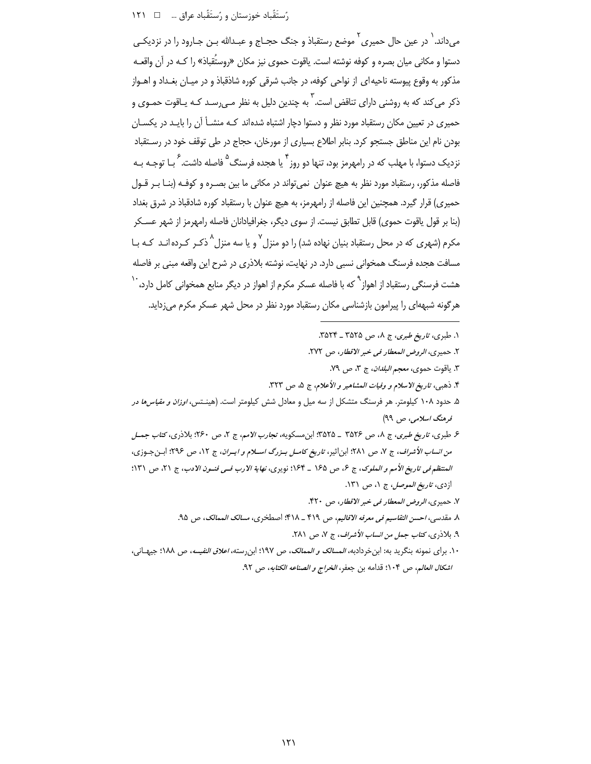می‌داند.[۱] در عین حال حمیری[۲] موضع رستقباذ و جنگ حجاج و عبدالله بن جارود را در نزدیکی دستوا و مکانی میان بصره و کوفه نوشته است. یاقوت حموی نیز مکان «روستُقباذ» را که در آن واقعه مذکور به وقوع پیوسته ناحیه‌ای از نواحی کوفه، در جانب شرقی کوره شاذقباذ و در میان بغداد و اهواز ذکر می‌کند که به روشنی دارای تناقض است.[۳] به چندین دلیل به نظر می‌رسد که یاقوت حموی و حمیری در تعیین مکان رستقباد مورد نظر و دستوا دچار اشتباه شده‌اند که منشأ آن را باید در یکسان بودن نام این مناطق جستجو کرد. بنابر اطلاع بسیاری از مورخان، حجاج در طی توقف خود در رستقباد نزدیک دستوا، با مهلب که در رامهرمز بود، تنها دو روز[۴] یا هجده فرسنگ[۵] فاصله داشت.[۶] با توجه به فاصله مذکور، رستقباد مورد نظر به هیچ عنوان نمی‌تواند در مکانی ما بین بصره و کوفه (بنا بر قول حمیری) قرار گیرد. همچنین این فاصله از رامهرمز، به هیچ عنوان با رستقباد کوره شادقباذ در شرق بغداد (بنا بر قول یاقوت حموی) قابل تطابق نیست. از سوی دیگر، جغرافیادانان فاصله رامهرمز از شهر عسکر مکرم (شهری که در محل رستقباد بنیان نهاده شد) را دو منزل[۷] و یا سه منزل[۸] ذکر کرده‌اند که با مسافت هجده فرسنگ همخوانی نسبی دارد. در نهایت، نوشته بلاذری در شرح این واقعه مبنی بر فاصله هشت فرسنگی رستقباد از اهواز[۹] که با فاصله عسکر مکرم از اهواز در دیگر منابع همخوانی کامل دارد،[۱۰] هرگونه شبهه‌ای را پیرامون بازشناسی مکان رستقباد مورد نظر در محل شهر عسکر مکرم می‌زداید.

---

۱. طبری، *تاریخ طبری*، ج ۸، ص ۳۵۲۵ ـ ۳۵۲۴.

۲. حمیری، *الروض المعطار فی خبر الاقطار*، ص ۲۷۲.

۳. یاقوت حموی، *معجم البلدان*، ج ۳، ص ۷۹.

۴. ذهبی، *تاریخ الاسلام و وفیات المشاهیر و الأعلام*، ج ۵، ص ۳۲۳.

۵. حدود ۱۰۸ کیلومتر. هر فرسنگ متشکل از سه میل و معادل شش کیلومتر است. (هینتس، *اوزان و مقیاس‌ها در فرهنگ اسلامی*، ص ۹۹)

۶. طبری، *تاریخ طبری*، ج ۸، ص ۳۵۲۶ ـ ۳۵۲۵؛ ابن‌مسکویه، *تجارب الامم*، ج ۲، ص ۲۶۰؛ بلاذری، *کتاب جمل من انساب الأشراف*، ج ۷، ص ۲۸۱؛ ابن‌اثیر، *تاریخ کامل بزرگ اسلام و ایران*، ج ۱۲، ص ۲۹۶؛ ابن‌جوزی، *المنتظم فی تاریخ الأمم و الملوک*، ج ۶، ص ۱۶۵ ـ ۱۶۴؛ نویری، *نهایة الارب فی فنون الادب*، ج ۲۱، ص ۱۳۱؛ ازدی، *تاریخ الموصل*، ج ۱، ص ۱۳۱.

۷. حمیری، *الروض المعطار فی خبر الاقطار*، ص ۴۲۰.

۸. مقدسی، *احسن التقاسیم فی معرفه الاقالیم*، ص ۴۱۹ ـ ۴۱۸؛ اصطخری، *مسالک الممالک*، ص ۹۵.

۹. بلاذری، *کتاب جمل من انساب الأشراف*، ج ۷، ص ۲۸۱.

۱۰. برای نمونه بنگرید به: ابن‌خردادبه، *المسالک و الممالک*، ص ۱۹۷؛ ابن‌رسته، *اعلاق النفیسه*، ص ۱۸۸؛ جیهانی، *اشکال العالم*، ص ۱۰۴؛ قدامه بن جعفر، *الخراج و الصناعه الکتابه*، ص ۹۲.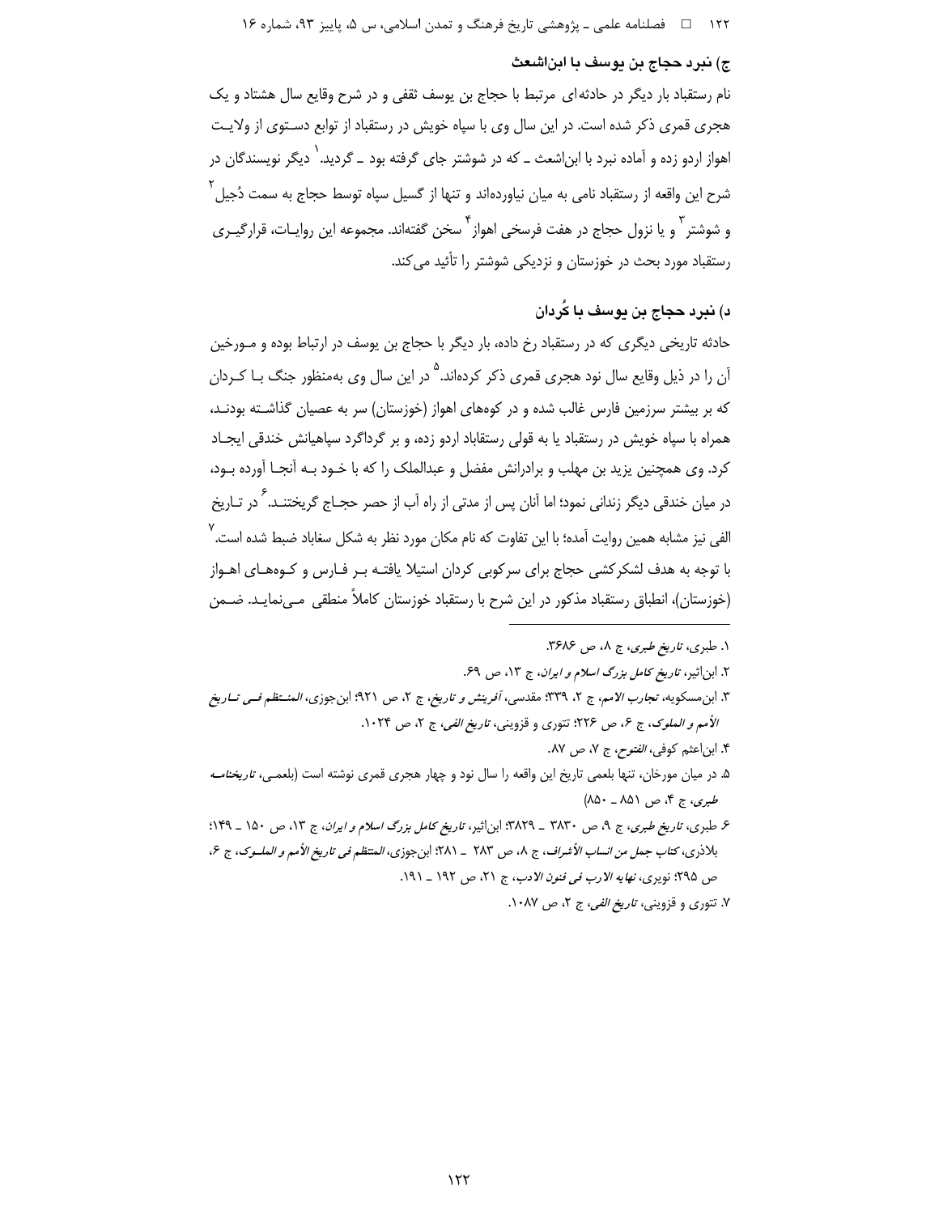### ج) نبرد حجاج بن یوسف با ابن‌اشعث

نام رستقباد بار دیگر در حادثه‌ای مرتبط با حجاج بن یوسف ثقفی و در شرح وقایع سال هشتاد و یک هجری قمری ذکر شده است. در این سال وی با سپاه خویش در رستقباد از توابع دستوی از ولایت اهواز اردو زده و آماده نبرد با ابن‌اشعث ـ که در شوشتر جای گرفته بود ـ گردید.[1] دیگر نویسندگان در شرح این واقعه از رستقباد نامی به میان نیاورده‌اند و تنها از گسیل سپاه توسط حجاج به سمت دُجیل[2] و شوشتر[3] و یا نزول حجاج در هفت فرسخی اهواز[4] سخن گفته‌اند. مجموعه این روایات، قرارگیری رستقباد مورد بحث در خوزستان و نزدیکی شوشتر را تأیید می‌کند.

### د) نبرد حجاج بن یوسف با کُردان

حادثه تاریخی دیگری که در رستقباد رخ داده، بار دیگر با حجاج بن یوسف در ارتباط بوده و مورخین آن را در ذیل وقایع سال نود هجری قمری ذکر کرده‌اند.[5] در این سال وی به‌منظور جنگ با کردان که بر بیشتر سرزمین فارس غالب شده و در کوه‌های اهواز (خوزستان) سر به عصیان گذاشته بودند، همراه با سپاه خویش در رستقباد یا به قولی رستقاباد اردو زده، و بر گرداگرد سپاهیانش خندقی ایجاد کرد. وی همچنین یزید بن مهلب و برادرانش مفضل و عبدالملک را که با خود به آنجا آورده بود، در میان خندقی دیگر زندانی نمود؛ اما آنان پس از مدتی از راه آب از حصر حجاج گریختند.[6] در تاریخ الفی نیز مشابه همین روایت آمده؛ با این تفاوت که نام مکان مورد نظر به شکل سغاباد ضبط شده است.[7] با توجه به هدف لشکرکشی حجاج برای سرکوبی کردان استیلا یافته بر فارس و کوه‌های اهواز (خوزستان)، انطباق رستقباد مذکور در این شرح با رستقباد خوزستان کاملاً منطقی می‌نماید. ضمن

---

۱. طبری، *تاریخ طبری*، ج ۸، ص ۳۶۸۶.

۲. ابن‌اثیر، *تاریخ کامل بزرگ اسلام و ایران*، ج ۱۳، ص ۶۹.

۳. ابن‌مسکویه، *تجارب الامم*، ج ۲، ۳۳۹؛ مقدسی، *آفرینش و تاریخ*، ج ۲، ص ۹۲۱؛ ابن‌جوزی، *المنتظم فی تاریخ الأمم و الملوک*، ج ۶، ص ۲۲۶؛ تتوری و قزوینی، *تاریخ الفی*، ج ۲، ص ۱۰۲۴.

۴. ابن‌اعثم کوفی، *الفتوح*، ج ۷، ص ۸۷.

۵. در میان مورخان، تنها بلعمی تاریخ این واقعه را سال نود و چهار هجری قمری نوشته است (بلعمی، *تاریخنامه طبری*، ج ۴، ص ۸۵۱ ـ ۸۵۰)

۶. طبری، *تاریخ طبری*، ج ۹، ص ۳۸۳۰ ـ ۳۸۲۹؛ ابن‌اثیر، *تاریخ کامل بزرگ اسلام و ایران*، ج ۱۳، ص ۱۵۰ ـ ۱۴۹؛ بلاذری، *کتاب جمل من انساب الأشراف*، ج ۸، ص ۲۸۳ ـ ۲۸۱؛ ابن‌جوزی، *المنتظم فی تاریخ الأمم و الملوک*، ج ۶، ص ۲۹۵؛ نویری، *نهایه الارب فی فنون الادب*، ج ۲۱، ص ۱۹۲ ـ ۱۹۱.

۷. تتوری و قزوینی، *تاریخ الفی*، ج ۲، ص ۱۰۸۷.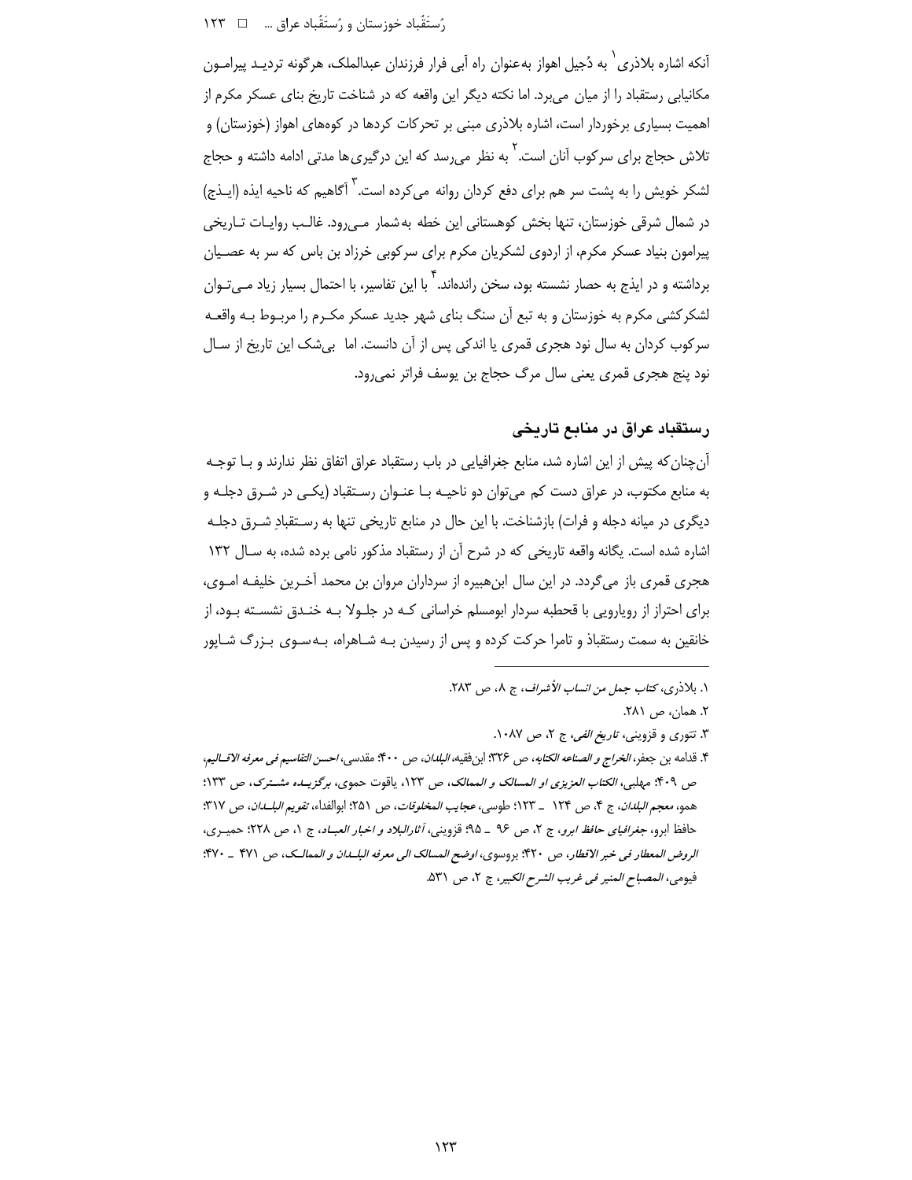آنکه اشاره بلاذری[1] به دُجیل اهواز به‌عنوان راه آبی فرار فرزندان عبدالملک، هرگونه تردیـد پیرامـون مکانیابی رستقباد را از میان می‌برد. اما نکته دیگر این واقعه که در شناخت تاریخ بنای عسکر مکرم از اهمیت بسیاری برخوردار است، اشاره بلاذری مبنی بر تحرکات کردها در کوه‌های اهواز (خوزستان) و تلاش حجاج برای سرکوب آنان است.[2] به نظر می‌رسد که این درگیری‌ها مدتی ادامه داشته و حجاج لشکر خویش را به پشت سر هم برای دفع کردان روانه می‌کرده است.[3] آگاهیم که ناحیه ایذه (ایـذج) در شمال شرقی خوزستان، تنها بخش کوهستانی این خطه به‌شمار مـی‌رود. غالـب روایـات تـاریخی پیرامون بنیاد عسکر مکرم، از اردوی لشکریان مکرم برای سرکوبی خرزاد بن باس که سر به عصـیان برداشته و در ایذج به حصار نشسته بود، سخن رانده‌اند.[4] با این تفاسیر، با احتمال بسیار زیاد مـی‌تـوان لشکرکشی مکرم به خوزستان و به تبع آن سنگ بنای شهر جدید عسکر مکـرم را مربـوط بـه واقعـه سرکوب کردان به سال نود هجری قمری یا اندکی پس از آن دانست. اما بی‌شک این تاریخ از سـال نود پنج هجری قمری یعنی سال مرگ حجاج بن یوسف فراتر نمی‌رود.

## رستقباد عراق در منابع تاریخی

آن‌چنان‌که پیش از این اشاره شد، منابع جغرافیایی در باب رستقباد عراق اتفاق نظر ندارند و بـا توجـه به منابع مکتوب، در عراق دست کم می‌توان دو ناحیـه بـا عنـوان رسـتقباد (یکـی در شـرق دجلـه و دیگری در میانه دجله و فرات) بازشناخت. با این حال در منابع تاریخی تنها به رسـتقبادِ شـرق دجلـه اشاره شده است. یگانه واقعه تاریخی که در شرح آن از رستقباد مذکور نامی برده شده، به سـال ۱۳۲ هجری قمری باز می‌گردد. در این سال ابن‌هبیره از سرداران مروان بن محمد آخـرین خلیفـه امـوی، برای احتراز از رویارویی با قحطبه سردار ابومسلم خراسانی کـه در جلـولا بـه خنـدق نشسـته بـود، از خانقین به سمت رستقباذ و تامرا حرکت کرده و پس از رسیدن بـه شـاهراه، بـه‌سـوی بـزرگ شـاپور

---

۱. بلاذری، *کتاب جمل من انساب الأشراف*، ج ۸، ص ۲۸۳.

۲. همان، ص ۲۸۱.

۳. تتوری و قزوینی، *تاریخ الفی*، ج ۲، ص ۱۰۸۷.

۴. قدامه بن جعفر، *الخراج و الصناعه الکتابه*، ص ۳۲۶؛ ابن‌فقیه، *البلدان*، ص ۴۰۰؛ مقدسی، *احسن التقاسیم فی معرفه الاقـالیم*، ص ۴۰۹؛ مهلبی، *الکتاب العزیزی او المسالک و الممالک*، ص ۱۲۳، یاقوت حموی، *برگزیـده مشـترک*، ص ۱۳۳؛ همو، *معجم البلدان*، ج ۴، ص ۱۲۴ ـ ۱۲۳؛ طوسی، *عجایب المخلوقات*، ص ۲۵۱؛ ابوالفداء، *تقویم البلـدان*، ص ۳۱۷؛ حافظ ابرو، *جغرافیای حافظ ابرو*، ج ۲، ص ۹۶ ـ ۹۵؛ قزوینی، *آثارالبلاد و اخبار العبـاد*، ج ۱، ص ۲۲۸؛ حمیـری، *الروض المعطار فی خبر الاقطار*، ص ۴۲۰؛ بروسوی، *اوضح المسالک الی معرفه البلـدان و الممالـک*، ص ۴۷۱ ـ ۴۷۰؛ فیومی، *المصباح المنیر فی غریب الشرح الکبیر*، ج ۲، ص ۵۳۱.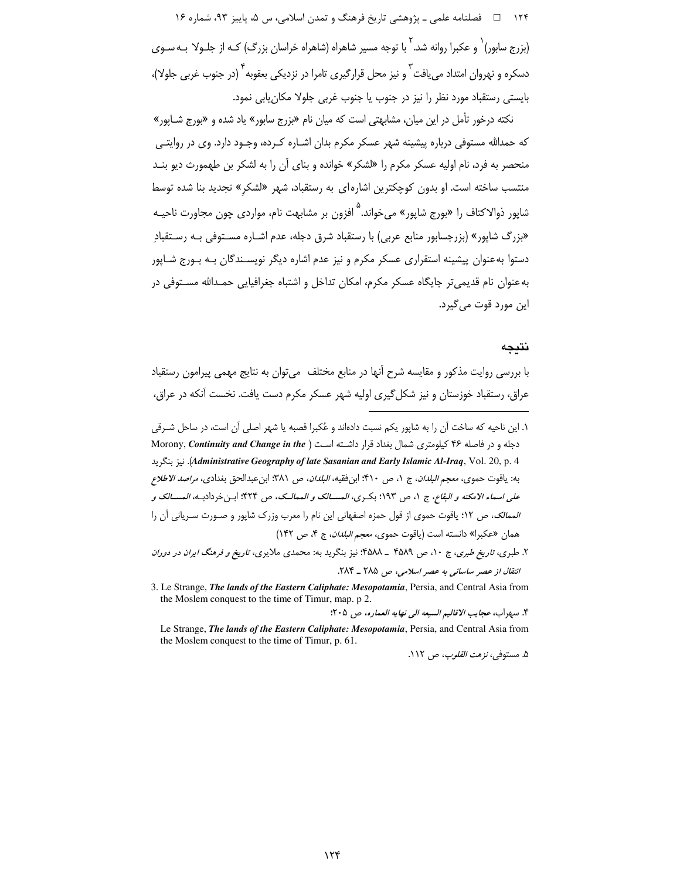(بزرج سابور)[1] و عکبرا روانه شد.[2] با توجه مسیر شاهراه (شاهراه خراسان بزرگ) کـه از جلـولا بـه‌سـوی دسکره و نهروان امتداد می‌یافت[3] و نیز محل قرارگیری تامرا در نزدیکی بعقوبه[4] (در جنوب غربی جلولا)، بایستی رستقباد مورد نظر را نیز در جنوب یا جنوب غربی جلولا مکان‌یابی نمود.

نکته درخور تأمل در این میان، مشابهتی است که میان نام «بزرج سابور» یاد شده و «بورج شـاپور» که حمدالله مستوفی درباره پیشینه شهر عسکر مکرم بدان اشـاره کـرده، وجـود دارد. وی در روایتـی منحصر به فرد، نام اولیه عسکر مکرم را «لشکر» خوانده و بنای آن را به لشکر بن طهمورث دیو بنـد منتسب ساخته است. او بدون کوچکترین اشاره‌ای به رستقباد، شهر «لشکر» تجدید بنا شده توسط شاپور ذوالاکتاف را «بورج شاپور» می‌خواند.[5] افزون بر مشابهت نام، مواردی چون مجاورت ناحیـه «بزرگ شاپور» (بزرجسابور منابع عربی) با رستقباد شرق دجله، عدم اشـاره مسـتوفی بـه رسـتقبادِ دستوا به‌عنوان پیشینه استقراری عسکر مکرم و نیز عدم اشاره دیگر نویسـندگان بـه بـورج شـاپور به‌عنوان نام قدیمی‌تر جایگاه عسکر مکرم، امکان تداخل و اشتباه جغرافیایی حمـدالله مسـتوفی در این مورد قوت می‌گیرد.

## نتیجه

با بررسی روایت مذکور و مقایسه شرح آنها در منابع مختلف می‌توان به نتایج مهمی پیرامون رستقباد عراق، رستقباد خوزستان و نیز شکل‌گیری اولیه شهر عسکر مکرم دست یافت. نخست آنکه در عراق،

---

۱. این ناحیه که ساخت آن را به شاپور یکم نسبت داده‌اند و عُکبرا قصبه یا شهر اصلی آن است، در ساحل شـرقی دجله و در فاصله ۴۶ کیلومتری شمال بغداد قرار داشـته اسـت ( Morony, ***Continuity and Change in the Administrative Geography of late Sasanian and Early Islamic Al-Iraq***, Vol. 20, p. 4). نیز بنگرید به: یاقوت حموی، *معجم البلدان*، ج ۱، ص ۴۱۰؛ ابن‌فقیه، *البلدان*، ص ۳۸۱؛ ابن‌عبدالحق بغدادی، *مراصد الاطلاع علی اسماء الامکنه و البقاع*، ج ۱، ص ۱۹۳؛ بکـری، *المسـالک و الممالـک*، ص ۴۲۴؛ ابـن‌خردادبـه، *المسـالک و الممالک*، ص ۱۲؛ یاقوت حموی از قول حمزه اصفهانی این نام را معرب وزرک شاپور و صـورت سـریانی آن را همان «عکبرا» دانسته است (یاقوت حموی، *معجم البلدان*، ج ۴، ص ۱۴۲)

۲. طبری، *تاریخ طبری*، ج ۱۰، ص ۴۵۸۹ ـ ۴۵۸۸؛ نیز بنگرید به: محمدی ملایری، *تاریخ و فرهنگ ایران در دوران انتقال از عصر ساسانی به عصر اسلامی*، ص ۲۸۵ ـ ۲۸۴.

3. Le Strange, ***The lands of the Eastern Caliphate: Mesopotamia***, Persia, and Central Asia from the Moslem conquest to the time of Timur, map. p 2.

۴. سهراب، *عجایب الاقالیم السبعه الی نهایه العماره*، ص ۲۰۵؛

Le Strange, ***The lands of the Eastern Caliphate: Mesopotamia***, Persia, and Central Asia from the Moslem conquest to the time of Timur, p. 61.

۵. مستوفی، *نزهت القلوب*، ص ۱۱۲.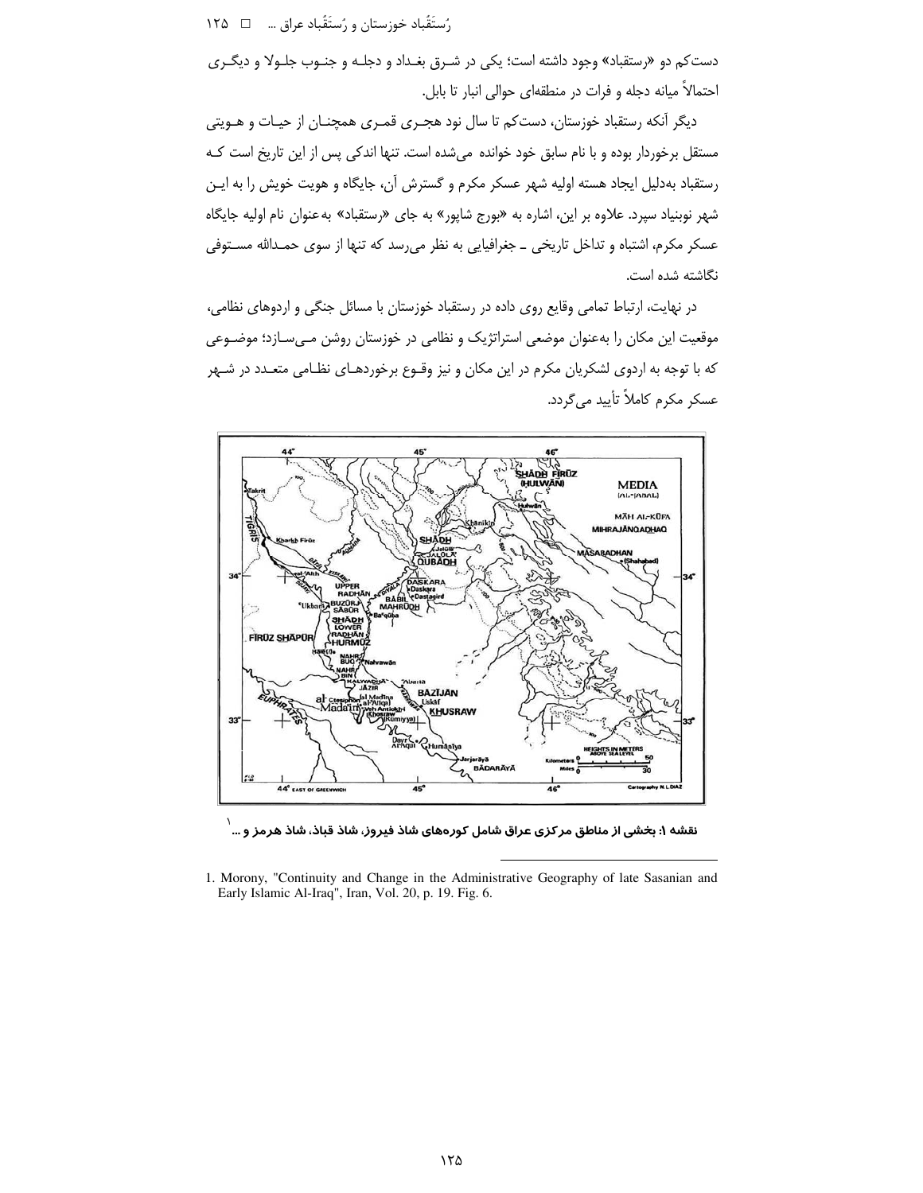دست‌کم دو «رستقباد» وجود داشته است؛ یکی در شـرق بغـداد و دجلـه و جنـوب جلـولا و دیگـری احتمالاً میانه دجله و فرات در منطقه‌ای حوالی انبار تا بابل.

دیگر آنکه رستقباد خوزستان، دست‌کم تا سال نود هجـری قمـری همچنـان از حیـات و هـویتی مستقل برخوردار بوده و با نام سابق خود خوانده می‌شده است. تنها اندکی پس از این تاریخ است کـه رستقباد به‌دلیل ایجاد هسته اولیه شهر عسکر مکرم و گسترش آن، جایگاه و هویت خویش را به ایـن شهر نوبنیاد سپرد. علاوه بر این، اشاره به «بورج شاپور» به جای «رستقباد» به‌عنوان نام اولیه جایگاه عسکر مکرم، اشتباه و تداخل تاریخی ـ جغرافیایی به نظر می‌رسد که تنها از سوی حمـدالله مسـتوفی نگاشته شده است.

در نهایت، ارتباط تمامی وقایع روی داده در رستقباد خوزستان با مسائل جنگی و اردوهای نظامی، موقعیت این مکان را به‌عنوان موضعی استراتژیک و نظامی در خوزستان روشن مـی‌سـازد؛ موضـوعی که با توجه به اردوی لشکریان مکرم در این مکان و نیز وقـوع برخوردهـای نظـامی متعـدد در شـهر عسکر مکرم کاملاً تأیید می‌گردد.

**نقشه ۱: بخشی از مناطق مرکزی عراق شامل کوره‌های شاذ فیروز، شاذ قباذ، شاذ هرمز و ...**[1]

---

1. Morony, "Continuity and Change in the Administrative Geography of late Sasanian and Early Islamic Al-Iraq", Iran, Vol. 20, p. 19. Fig. 6.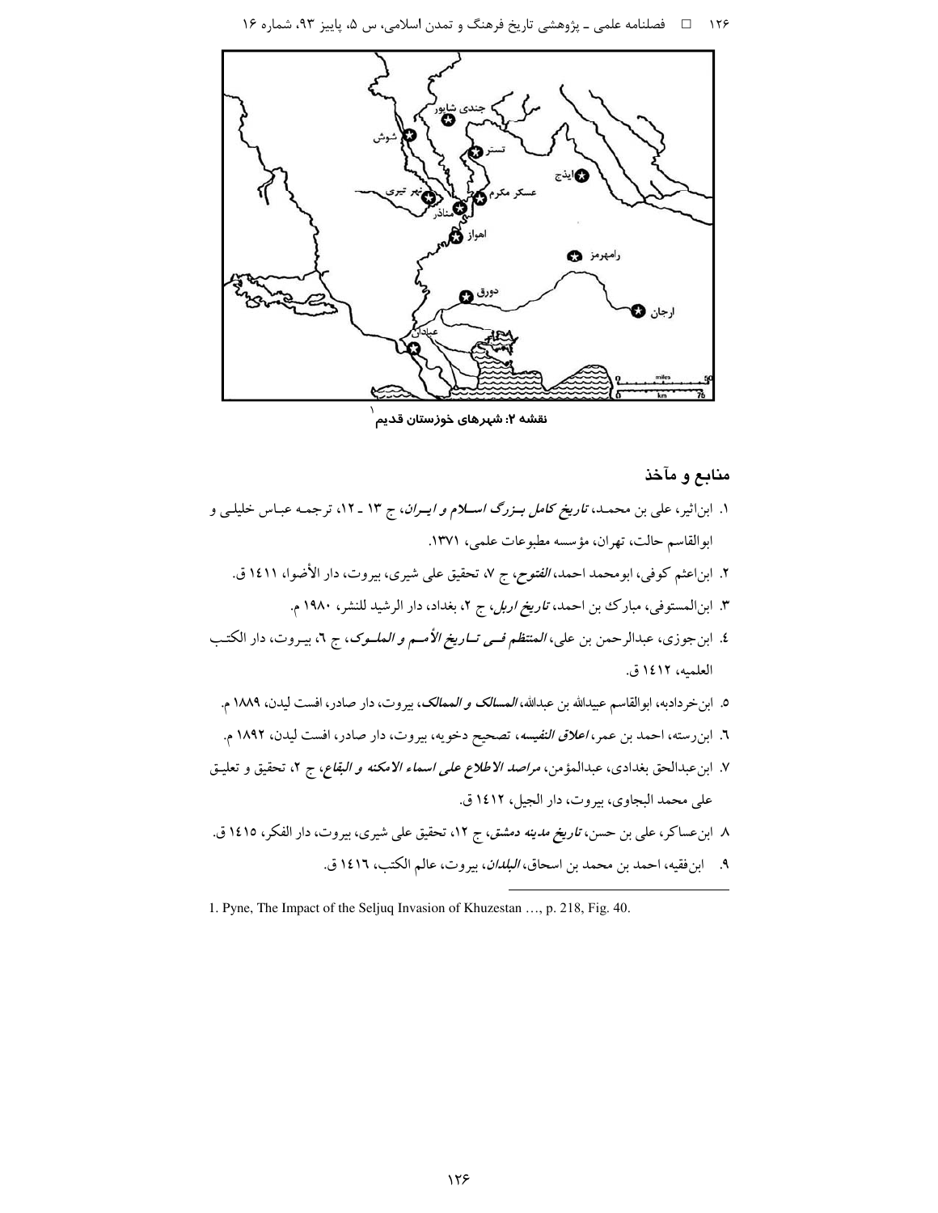نقشه ۲: شهرهای خوزستان قدیم[1]

## منابع و مآخذ

۱. ابن‌اثیر، علی بن محمد، *تاریخ کامل بزرگ اسلام و ایران*، ج ۱۳ ـ ۱۲، ترجمه عباس خلیلی و ابوالقاسم حالت، تهران، مؤسسه مطبوعات علمی، ۱۳۷۱.

۲. ابن‌اعثم کوفی، ابومحمد احمد، *الفتوح*، ج ۷، تحقیق علی شیری، بیروت، دار الأضوا، ۱٤۱۱ ق.

۳. ابن‌المستوفی، مبارك بن احمد، *تاریخ اربل*، ج ۲، بغداد، دار الرشید للنشر، ۱۹۸۰ م.

٤. ابن‌جوزی، عبدالرحمن بن علی، *المنتظم فی تاریخ الأمم و الملوک*، ج ٦، بیروت، دار الکتب العلمیه، ۱٤۱۲ ق.

٥. ابن‌خردادبه، ابوالقاسم عبیدالله بن عبدالله، *المسالک و الممالک*، بیروت، دار صادر، افست لیدن، ۱۸۸۹ م.

٦. ابن‌رسته، احمد بن عمر، *اعلاق النفیسه*، تصحیح دخویه، بیروت، دار صادر، افست لیدن، ۱۸۹۲ م.

۷. ابن‌عبدالحق بغدادی، عبدالمؤمن، *مراصد الاطلاع علی اسماء الامکنه و البقاع*، ج ۲، تحقیق و تعلیق علی محمد البجاوی، بیروت، دار الجیل، ۱٤۱۲ ق.

۸. ابن‌عساکر، علی بن حسن، *تاریخ مدینه دمشق*، ج ۱۲، تحقیق علی شیری، بیروت، دار الفکر، ۱٤۱٥ ق.

۹. ابن‌فقیه، احمد بن محمد بن اسحاق، *البلدان*، بیروت، عالم الکتب، ۱٤۱٦ ق.

---

1. Pyne, The Impact of the Seljuq Invasion of Khuzestan …, p. 218, Fig. 40.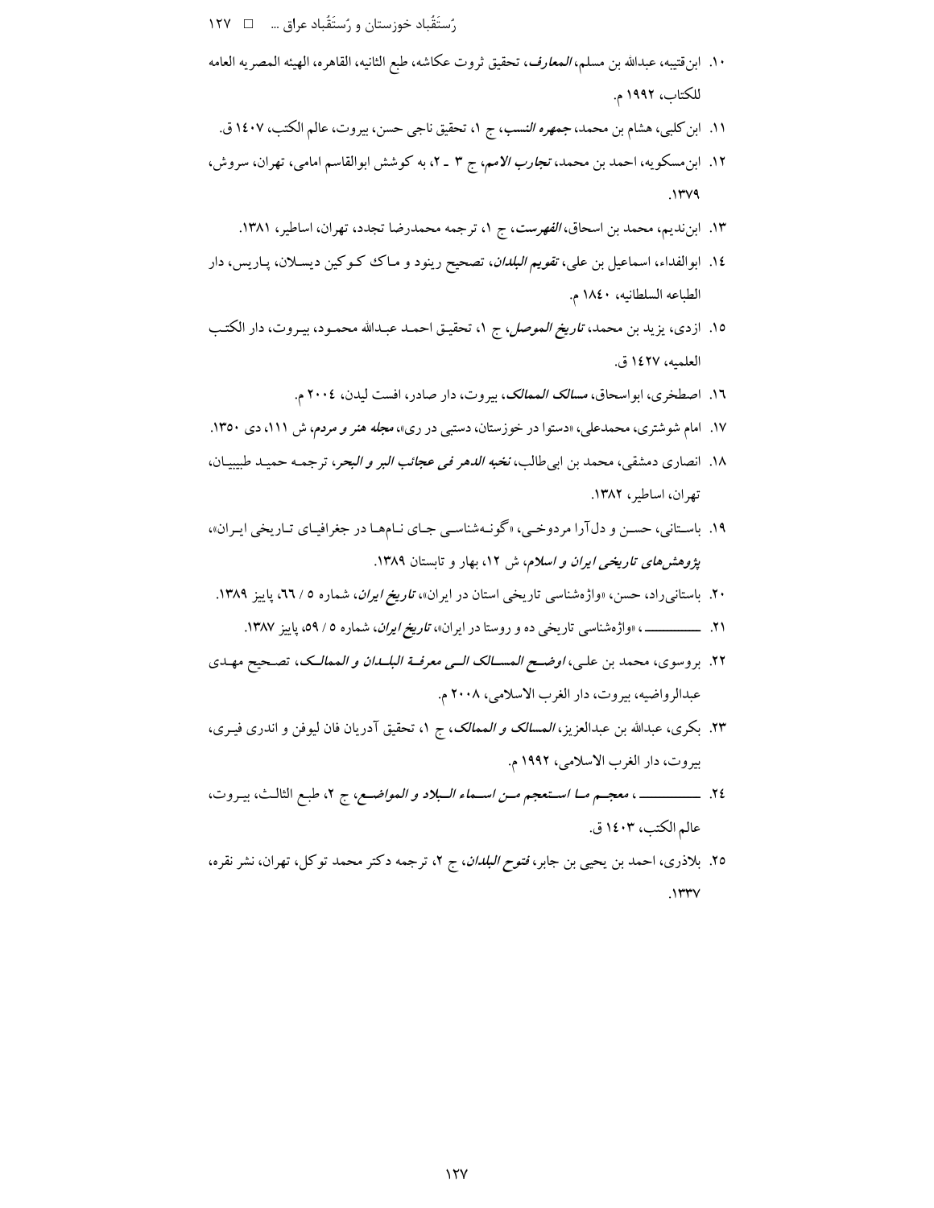۱۰. ابن‌قتیبه، عبدالله بن مسلم، *المعارف*، تحقیق ثروت عکاشه، طبع الثانیه، القاهره، الهیئه المصریه العامه للکتاب، ۱۹۹۲ م.

۱۱. ابن‌کلبی، هشام بن محمد، *جمهره النسب*، ج ۱، تحقیق ناجی حسن، بیروت، عالم الکتب، ۱٤۰۷ ق.

۱۲. ابن‌مسکویه، احمد بن محمد، *تجارب الامم*، ج ۳ ـ ۲، به کوشش ابوالقاسم امامی، تهران، سروش، ۱۳۷۹.

۱۳. ابن‌ندیم، محمد بن اسحاق، *الفهرست*، ج ۱، ترجمه محمدرضا تجدد، تهران، اساطیر، ۱۳۸۱.

۱٤. ابوالفداء، اسماعیل بن علی، *تقویم البلدان*، تصحیح رینود و ماک کوکین دیسلان، پاریس، دار الطباعه السلطانیه، ۱۸٤۰ م.

۱٥. ازدی، یزید بن محمد، *تاریخ الموصل*، ج ۱، تحقیق احمد عبدالله محمود، بیروت، دار الکتب العلمیه، ۱٤۲۷ ق.

۱٦. اصطخری، ابواسحاق، *مسالک الممالک*، بیروت، دار صادر، افست لیدن، ۲۰۰٤ م.

۱۷. امام شوشتری، محمدعلی، «دستوا در خوزستان، دستبی در ری»، *مجله هنر و مردم*، ش ۱۱۱، دی ۱۳٥۰.

۱۸. انصاری دمشقی، محمد بن ابی‌طالب، *نخبه الدهر فی عجائب البر و البحر*، ترجمه حمید طبیبیان، تهران، اساطیر، ۱۳۸۲.

۱۹. باستانی، حسن و دل‌آرا مردوخی، «گونه‌شناسی جای نام‌ها در جغرافیای تاریخی ایران»، *پژوهش‌های تاریخی ایران و اسلام*، ش ۱۲، بهار و تابستان ۱۳۸۹.

۲۰. باستانی‌راد، حسن، «واژه‌شناسی تاریخی استان در ایران»، *تاریخ ایران*، شماره ٥ / ٦٦، پاییز ۱۳۸۹.

۲۱. ــــــــــــ، «واژه‌شناسی تاریخی ده و روستا در ایران»، *تاریخ ایران*، شماره ٥ / ٥۹، پاییز ۱۳۸۷.

۲۲. بروسوی، محمد بن علی، *اوضح المسالک الی معرفة البلدان و الممالک*، تصحیح مهدی عبدالرواضیه، بیروت، دار الغرب الاسلامی، ۲۰۰۸ م.

۲۳. بکری، عبدالله بن عبدالعزیز، *المسالک و الممالک*، ج ۱، تحقیق آدریان فان لیوفن و اندری فیری، بیروت، دار الغرب الاسلامی، ۱۹۹۲ م.

۲٤. ــــــــــــ، *معجم ما استعجم من اسماء البلاد و المواضع*، ج ۲، طبع الثالث، بیروت، عالم الکتب، ۱٤۰۳ ق.

۲٥. بلاذری، احمد بن یحیی بن جابر، *فتوح البلدان*، ج ۲، ترجمه دکتر محمد توکل، تهران، نشر نقره، ۱۳۳۷.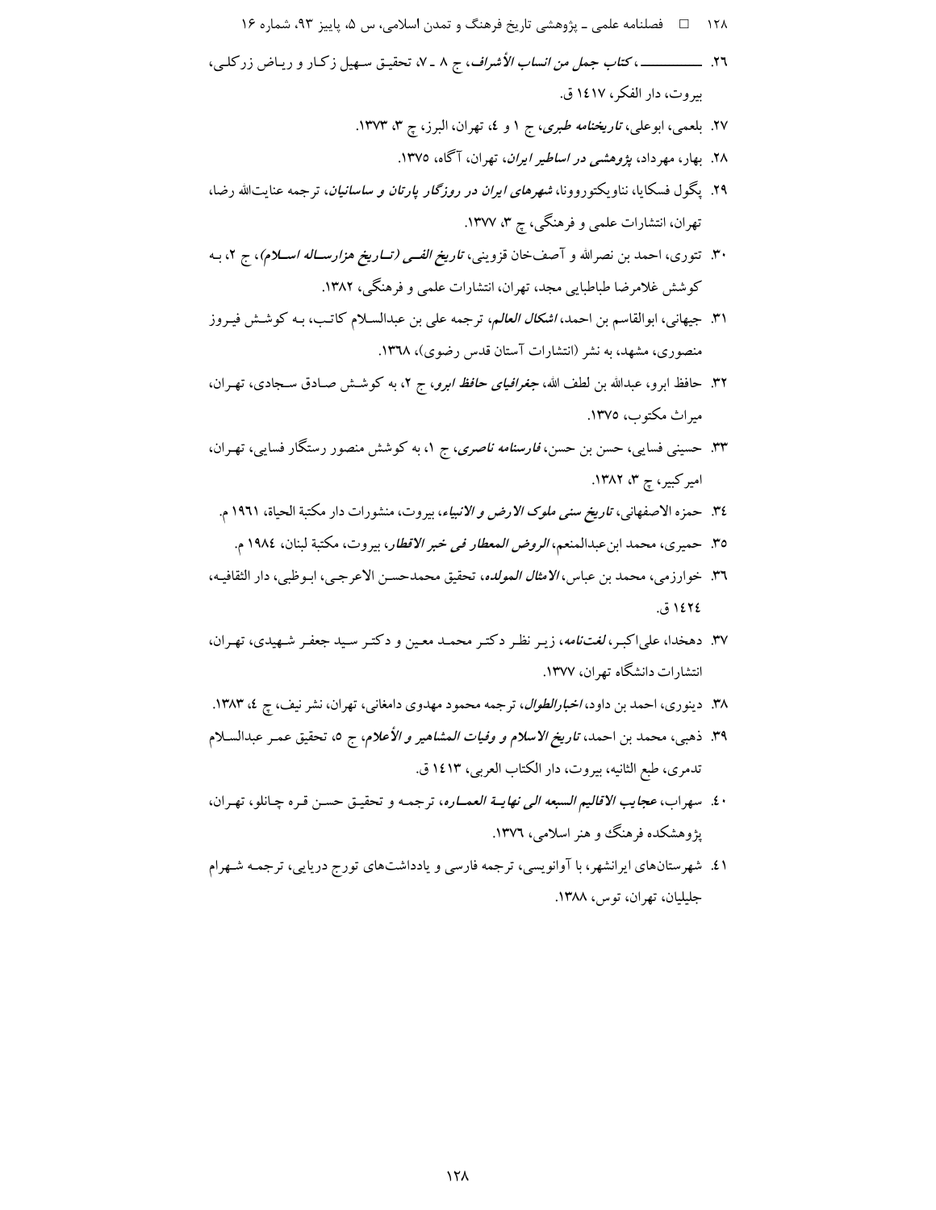۲۶. ـــــــــــــ، *کتاب جمل من انساب الأشراف*، ج ۸ ـ ۷، تحقیق سهیل زکار و ریاض زرکلی، بیروت، دار الفکر، ۱٤۱۷ ق.

۲۷. بلعمی، ابوعلی، *تاریخنامه طبری*، ج ۱ و ٤، تهران، البرز، چ ۳، ۱۳۷۳.

۲۸. بهار، مهرداد، *پژوهشی در اساطیر ایران*، تهران، آگاه، ۱۳۷۵.

۲۹. پگول فسکایا، نناویکتوروونا، *شهرهای ایران در روزگار پارتان و ساسانیان*، ترجمه عنایت‌الله رضا، تهران، انتشارات علمی و فرهنگی، چ ۳، ۱۳۷۷.

۳۰. تتوی، احمد بن نصرالله و آصف‌خان قزوینی، *تاریخ الفی (تاریخ هزارساله اسلام)*، ج ۲، به کوشش غلامرضا طباطبایی مجد، تهران، انتشارات علمی و فرهنگی، ۱۳۸۲.

۳۱. جیهانی، ابوالقاسم بن احمد، *اشکال العالم*، ترجمه علی بن عبدالسلام کاتب، به کوشش فیروز منصوری، مشهد، به نشر (انتشارات آستان قدس رضوی)، ۱۳٦۸.

۳۲. حافظ ابرو، عبدالله بن لطف الله، *جغرافیای حافظ ابرو*، ج ۲، به کوشش صادق سجادی، تهران، میراث مکتوب، ۱۳۷۵.

۳۳. حسینی فسایی، حسن بن حسن، *فارسنامه ناصری*، ج ۱، به کوشش منصور رستگار فسایی، تهران، امیرکبیر، چ ۳، ۱۳۸۲.

۳٤. حمزه الاصفهانی، *تاریخ سنی ملوک الارض و الانبیاء*، بیروت، منشورات دار مکتبة الحیاة، ۱۹٦۱ م.

۳۵. حمیری، محمد ابن‌عبدالمنعم، *الروض المعطار فی خبر الاقطار*، بیروت، مکتبة لبنان، ۱۹۸٤ م.

۳٦. خوارزمی، محمد بن عباس، *الامثال المولده*، تحقیق محمدحسن الاعرجی، ابوظبی، دار الثقافیه، ۱٤۲٤ ق.

۳۷. دهخدا، علی‌اکبر، *لغت‌نامه*، زیر نظر دکتر محمد معین و دکتر سید جعفر شهیدی، تهران، انتشارات دانشگاه تهران، ۱۳۷۷.

۳۸. دینوری، احمد بن داود، *اخبارالطوال*، ترجمه محمود مهدوی دامغانی، تهران، نشر نیف، چ ٤، ۱۳۸۳.

۳۹. ذهبی، محمد بن احمد، *تاریخ الاسلام و وفیات المشاهیر و الأعلام*، ج ۵، تحقیق عمر عبدالسلام تدمری، طبع الثانیه، بیروت، دار الکتاب العربی، ۱٤۱۳ ق.

٤۰. سهراب، *عجایب الاقالیم السبعه الی نهایة العماره*، ترجمه و تحقیق حسن قره چانلو، تهران، پژوهشکده فرهنگ و هنر اسلامی، ۱۳۷٦.

٤۱. شهرستان‌های ایرانشهر، با آوانویسی، ترجمه فارسی و یادداشت‌های تورج دریایی، ترجمه شهرام جلیلیان، تهران، توس، ۱۳۸۸.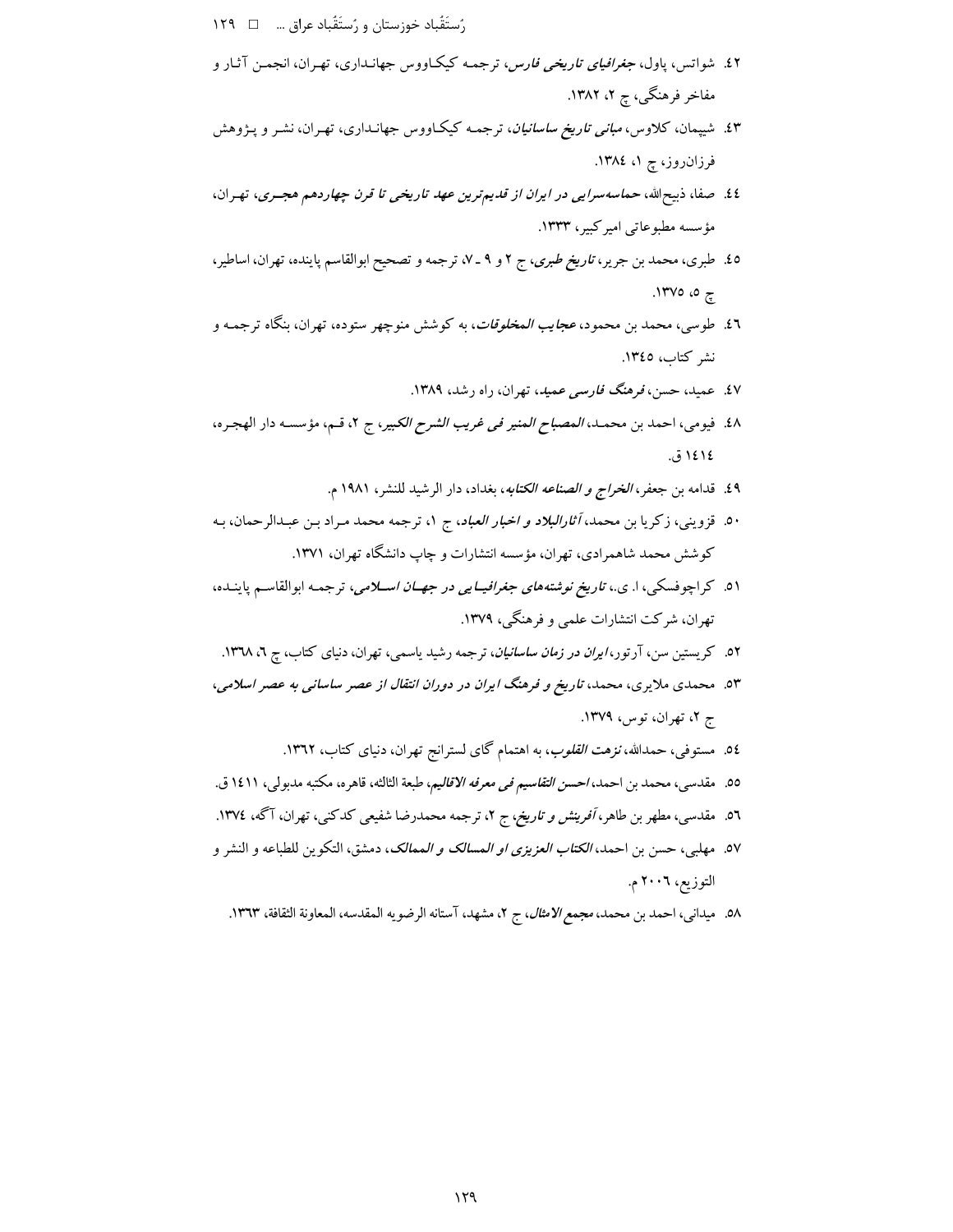٤٢. شواتس، پاول، *جغرافیای تاریخی فارس*، ترجمه کیکاووس جهانداری، تهران، انجمن آثار و مفاخر فرهنگی، چ ۲، ۱۳۸۲.

٤٣. شیپمان، کلاوس، *مبانی تاریخ ساسانیان*، ترجمه کیکاووس جهانداری، تهران، نشر و پژوهش فرزان‌روز، چ ۱، ۱۳۸٤.

٤٤. صفا، ذبیح‌الله، *حماسه‌سرایی در ایران از قدیم‌ترین عهد تاریخی تا قرن چهاردهم هجری*، تهران، مؤسسه مطبوعاتی امیرکبیر، ۱۳۳۳.

٤٥. طبری، محمد بن جریر، *تاریخ طبری*، ج ۲ و ۹ ـ ۷، ترجمه و تصحیح ابوالقاسم پاینده، تهران، اساطیر، چ ۵، ۱۳۷۵.

٤٦. طوسی، محمد بن محمود، *عجایب المخلوقات*، به کوشش منوچهر ستوده، تهران، بنگاه ترجمه و نشر کتاب، ۱۳٤۵.

٤٧. عمید، حسن، *فرهنگ فارسی عمید*، تهران، راه رشد، ۱۳۸۹.

٤٨. فیومی، احمد بن محمد، *المصباح المنیر فی غریب الشرح الکبیر*، ج ۲، قم، مؤسسه دار الهجره، ۱٤۱٤ ق.

٤٩. قدامه بن جعفر، *الخراج و الصناعه الکتابه*، بغداد، دار الرشید للنشر، ۱۹۸۱ م.

۵۰. قزوینی، زکریا بن محمد، *آثارالبلاد و اخبار العباد*، ج ۱، ترجمه محمد مراد بن عبدالرحمان، به کوشش محمد شاهمرادی، تهران، مؤسسه انتشارات و چاپ دانشگاه تهران، ۱۳۷۱.

۵۱. کراچوفسکی، ا. ی.، *تاریخ نوشته‌های جغرافیایی در جهان اسلامی*، ترجمه ابوالقاسم پاینده، تهران، شرکت انتشارات علمی و فرهنگی، ۱۳۷۹.

۵۲. کریستین سن، آرتور، *ایران در زمان ساسانیان*، ترجمه رشید یاسمی، تهران، دنیای کتاب، چ ٦، ۱۳٦۸.

۵۳. محمدی ملایری، محمد، *تاریخ و فرهنگ ایران در دوران انتقال از عصر ساسانی به عصر اسلامی*، ج ۲، تهران، توس، ۱۳۷۹.

۵٤. مستوفی، حمدالله، *نزهت القلوب*، به اهتمام گای لسترانج تهران، دنیای کتاب، ۱۳٦۲.

۵۵. مقدسی، محمد بن احمد، *احسن التقاسیم فی معرفه الاقالیم*، طبعة الثالثه، قاهره، مکتبه مدبولی، ۱٤۱۱ ق.

۵٦. مقدسی، مطهر بن طاهر، *آفرینش و تاریخ*، ج ۲، ترجمه محمدرضا شفیعی کدکنی، تهران، آگه، ۱۳۷٤.

۵۷. مهلبی، حسن بن احمد، *الکتاب العزیزی او المسالک و الممالک*، دمشق، التکوین للطباعه و النشر و التوزیع، ۲۰۰٦ م.

۵۸. میدانی، احمد بن محمد، *مجمع الامثال*، ج ۲، مشهد، آستانه الرضویه المقدسه، المعاونة الثقافة، ۱۳٦۳.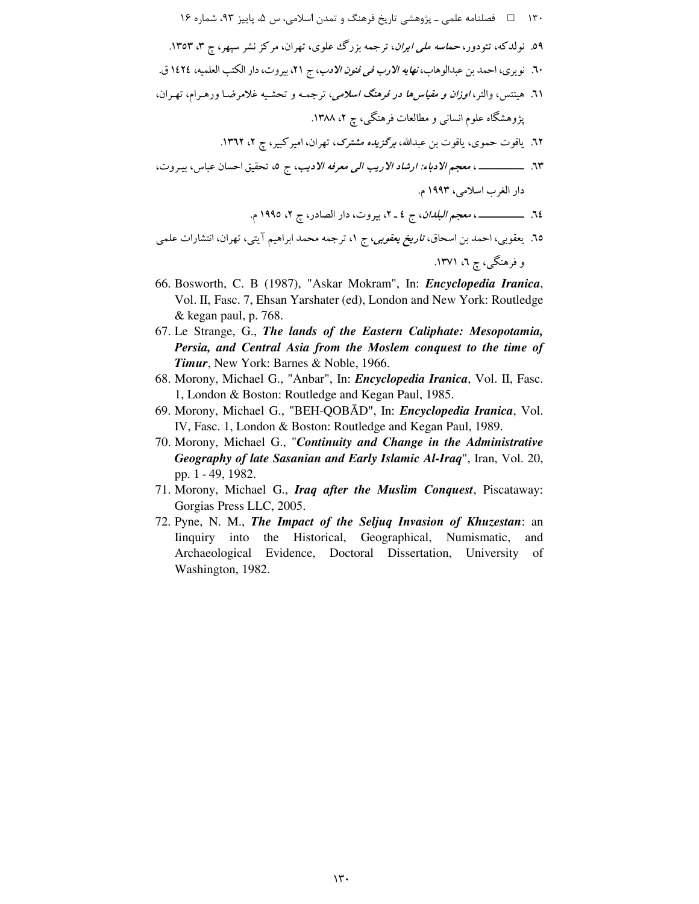۵۹. نولدکه، تئودور، *حماسه ملی ایران*، ترجمه بزرگ علوی، تهران، مرکز نشر سپهر، چ ۳، ۱۳۵۳.

٦٠. نویری، احمد بن عبدالوهاب، *نهایه الارب فی فنون الادب*، ج ۲۱، بیروت، دار الکتب العلمیه، ١٤٢٤ ق.

٦١. هینتس، والتر، *اوزان و مقیاس‌ها در فرهنگ اسلامی*، ترجمه و تحشیه غلامرضا ورهرام، تهران، پژوهشگاه علوم انسانی و مطالعات فرهنگی، چ ۲، ۱۳۸۸.

٦٢. یاقوت حموی، یاقوت بن عبدالله، *برگزیده مشترک*، تهران، امیرکبیر، چ ۲، ١٣٦٢.

٦٣. ــــــــــــ، *معجم الادباء: ارشاد الاریب الی معرفه الادیب*، ج ۵، تحقیق احسان عباس، بیروت، دار الغرب اسلامی، ۱۹۹۳ م.

٦٤. ــــــــــــ، *معجم البلدان*، ج ٤ ـ ۲، بیروت، دار الصادر، چ ۲، ۱۹۹۵ م.

٦٥. یعقوبی، احمد بن اسحاق، *تاریخ یعقوبی*، ج ۱، ترجمه محمد ابراهیم آیتی، تهران، انتشارات علمی و فرهنگی، چ ٦، ۱۳۷۱.

66. Bosworth, C. B (1987), "Askar Mokram", In: ***Encyclopedia Iranica***, Vol. II, Fasc. 7, Ehsan Yarshater (ed), London and New York: Routledge & kegan paul, p. 768.

67. Le Strange, G., ***The lands of the Eastern Caliphate: Mesopotamia, Persia, and Central Asia from the Moslem conquest to the time of Timur***, New York: Barnes & Noble, 1966.

68. Morony, Michael G., "Anbar", In: ***Encyclopedia Iranica***, Vol. II, Fasc. 1, London & Boston: Routledge and Kegan Paul, 1985.

69. Morony, Michael G., "BEH-QOBĀD", In: ***Encyclopedia Iranica***, Vol. IV, Fasc. 1, London & Boston: Routledge and Kegan Paul, 1989.

70. Morony, Michael G., "***Continuity and Change in the Administrative Geography of late Sasanian and Early Islamic Al-Iraq***", Iran, Vol. 20, pp. 1 - 49, 1982.

71. Morony, Michael G., ***Iraq after the Muslim Conquest***, Piscataway: Gorgias Press LLC, 2005.

72. Pyne, N. M., ***The Impact of the Seljuq Invasion of Khuzestan***: an Iinquiry into the Historical, Geographical, Numismatic, and Archaeological Evidence, Doctoral Dissertation, University of Washington, 1982.